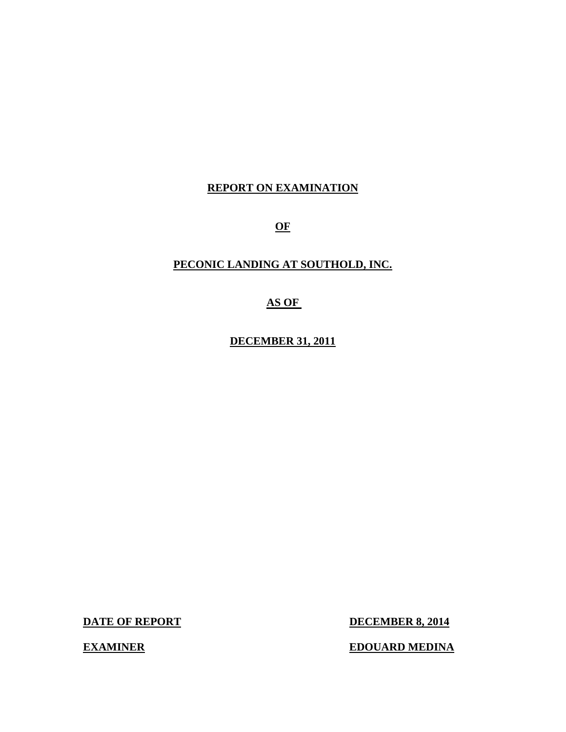# REPORT ON EXAMINATION

# OF

# PECONIC LANDING AT SOUTHOLD, INC.

# AS OF

# DECEMBER 31, 2011

**DATE OF REPORT** DECEMBER 8, 2014

**EXAMINER** EDOUARD MEDINA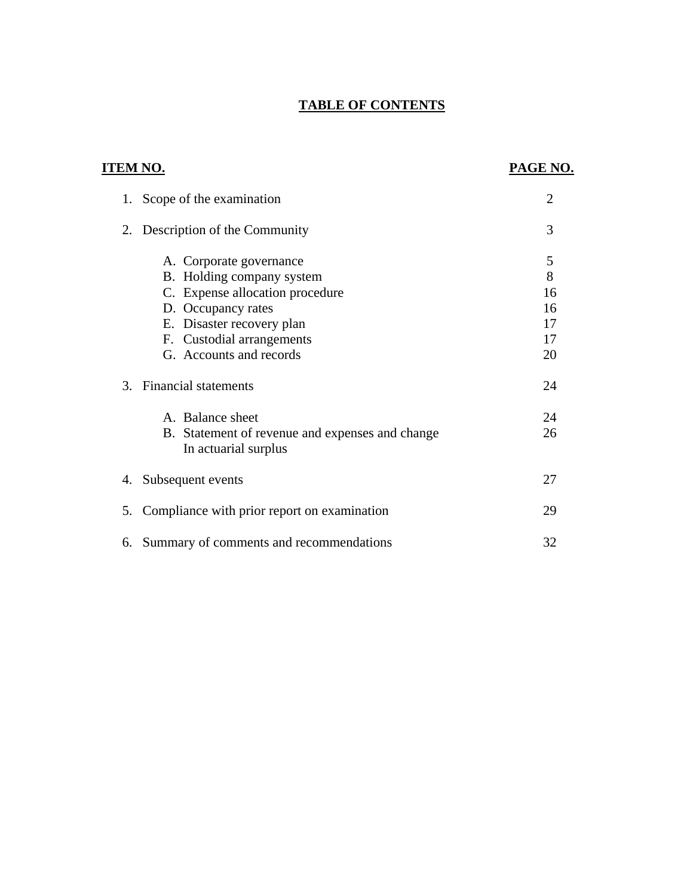# TABLE OF CONTENTS

| ITEM NO. | PAGE NO. |
|---|---|
| 1. Scope of the examination | 2 |
| 2. Description of the Community | 3 |
| A. Corporate governance | 5 |
| B. Holding company system | 8 |
| C. Expense allocation procedure | 16 |
| D. Occupancy rates | 16 |
| E. Disaster recovery plan | 17 |
| F. Custodial arrangements | 17 |
| G. Accounts and records | 20 |
| 3. Financial statements | 24 |
| A. Balance sheet | 24 |
| B. Statement of revenue and expenses and change In actuarial surplus | 26 |
| 4. Subsequent events | 27 |
| 5. Compliance with prior report on examination | 29 |
| 6. Summary of comments and recommendations | 32 |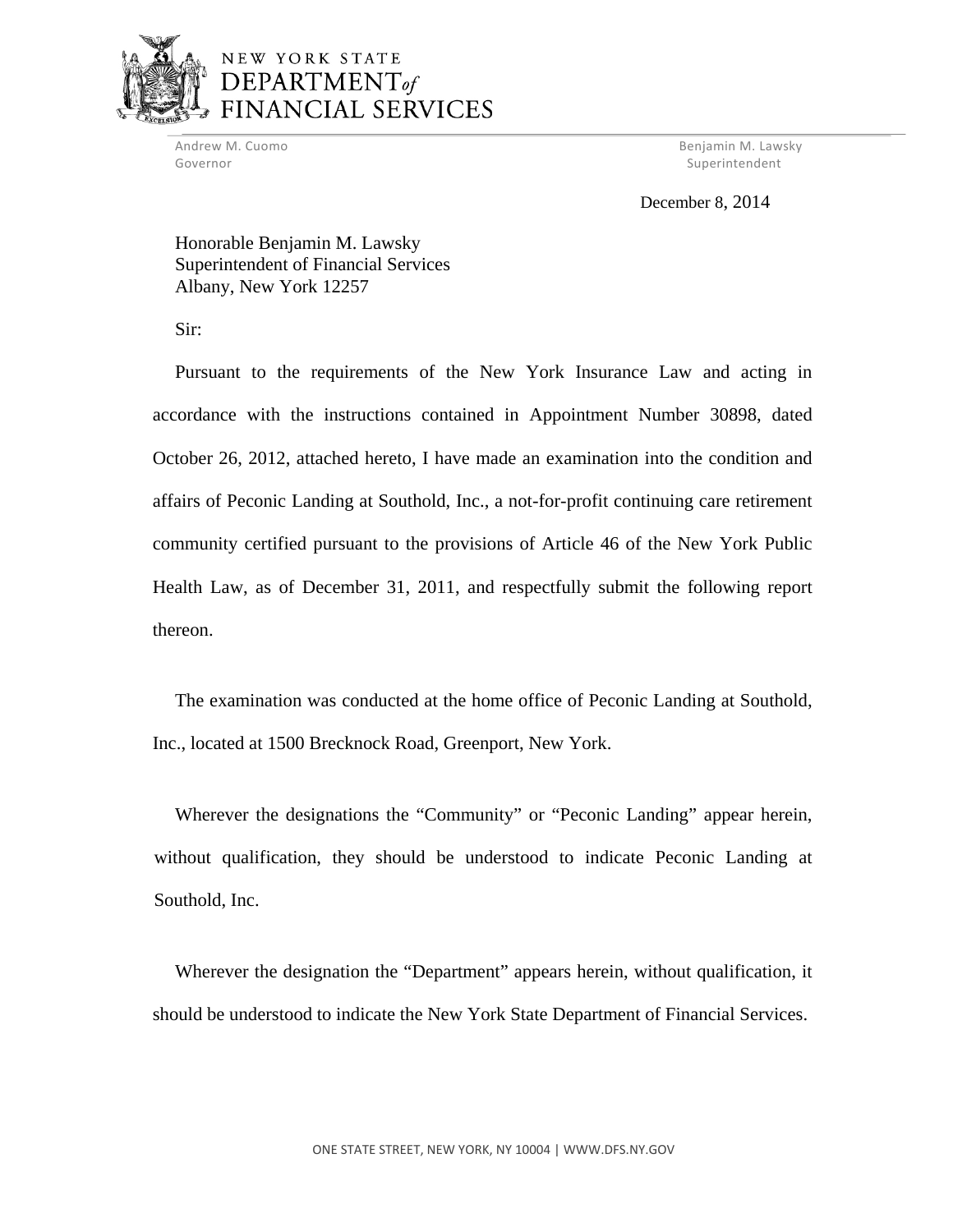NEW YORK STATE
DEPARTMENT *of*
FINANCIAL SERVICES

Andrew M. Cuomo
Governor

Benjamin M. Lawsky
Superintendent

December 8, 2014

Honorable Benjamin M. Lawsky
Superintendent of Financial Services
Albany, New York 12257

Sir:

Pursuant to the requirements of the New York Insurance Law and acting in accordance with the instructions contained in Appointment Number 30898, dated October 26, 2012, attached hereto, I have made an examination into the condition and affairs of Peconic Landing at Southold, Inc., a not-for-profit continuing care retirement community certified pursuant to the provisions of Article 46 of the New York Public Health Law, as of December 31, 2011, and respectfully submit the following report thereon.

The examination was conducted at the home office of Peconic Landing at Southold, Inc., located at 1500 Brecknock Road, Greenport, New York.

Wherever the designations the "Community" or "Peconic Landing" appear herein, without qualification, they should be understood to indicate Peconic Landing at Southold, Inc.

Wherever the designation the "Department" appears herein, without qualification, it should be understood to indicate the New York State Department of Financial Services.

ONE STATE STREET, NEW YORK, NY 10004 | WWW.DFS.NY.GOV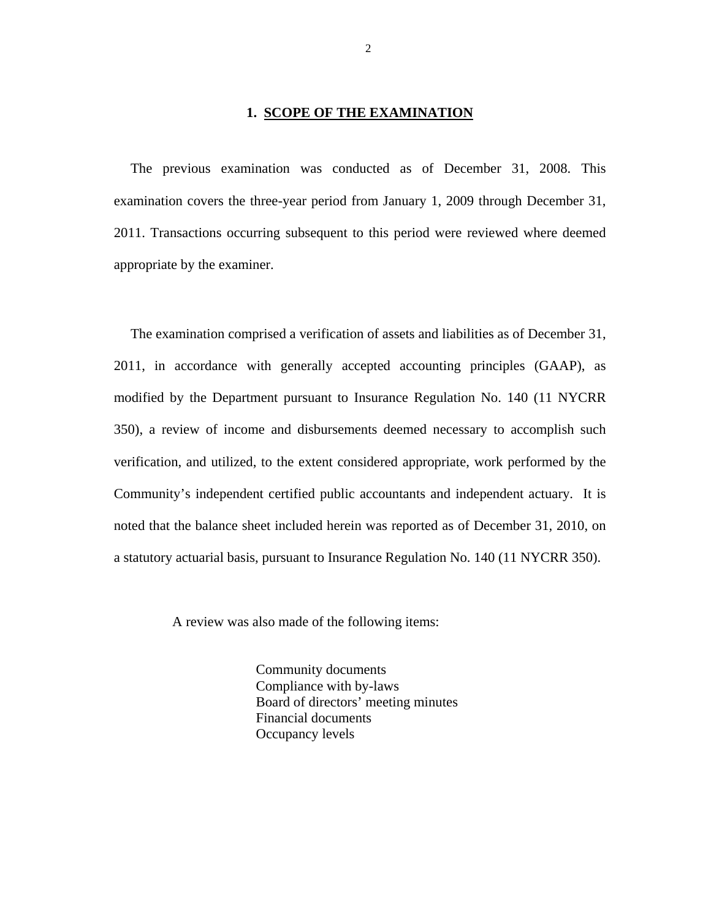## 1. SCOPE OF THE EXAMINATION

The previous examination was conducted as of December 31, 2008. This examination covers the three-year period from January 1, 2009 through December 31, 2011. Transactions occurring subsequent to this period were reviewed where deemed appropriate by the examiner.

The examination comprised a verification of assets and liabilities as of December 31, 2011, in accordance with generally accepted accounting principles (GAAP), as modified by the Department pursuant to Insurance Regulation No. 140 (11 NYCRR 350), a review of income and disbursements deemed necessary to accomplish such verification, and utilized, to the extent considered appropriate, work performed by the Community's independent certified public accountants and independent actuary. It is noted that the balance sheet included herein was reported as of December 31, 2010, on a statutory actuarial basis, pursuant to Insurance Regulation No. 140 (11 NYCRR 350).

A review was also made of the following items:

- Community documents
- Compliance with by-laws
- Board of directors' meeting minutes
- Financial documents
- Occupancy levels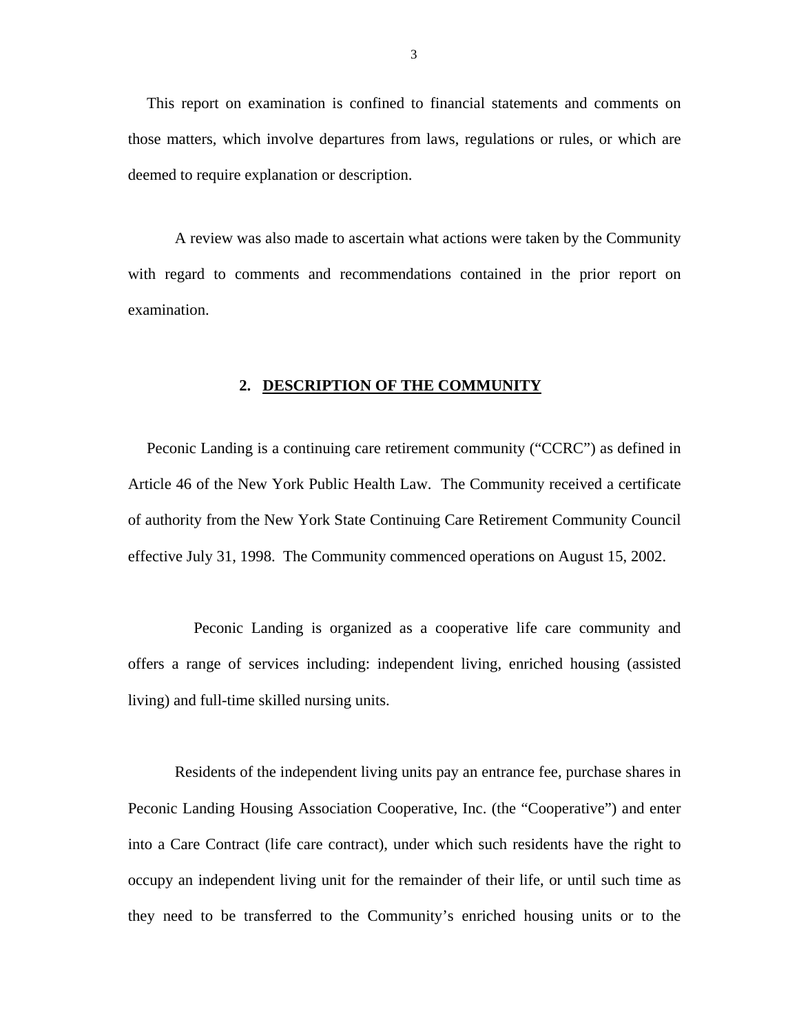This report on examination is confined to financial statements and comments on those matters, which involve departures from laws, regulations or rules, or which are deemed to require explanation or description.

A review was also made to ascertain what actions were taken by the Community with regard to comments and recommendations contained in the prior report on examination.

## 2. DESCRIPTION OF THE COMMUNITY

Peconic Landing is a continuing care retirement community ("CCRC") as defined in Article 46 of the New York Public Health Law. The Community received a certificate of authority from the New York State Continuing Care Retirement Community Council effective July 31, 1998. The Community commenced operations on August 15, 2002.

Peconic Landing is organized as a cooperative life care community and offers a range of services including: independent living, enriched housing (assisted living) and full-time skilled nursing units.

Residents of the independent living units pay an entrance fee, purchase shares in Peconic Landing Housing Association Cooperative, Inc. (the "Cooperative") and enter into a Care Contract (life care contract), under which such residents have the right to occupy an independent living unit for the remainder of their life, or until such time as they need to be transferred to the Community's enriched housing units or to the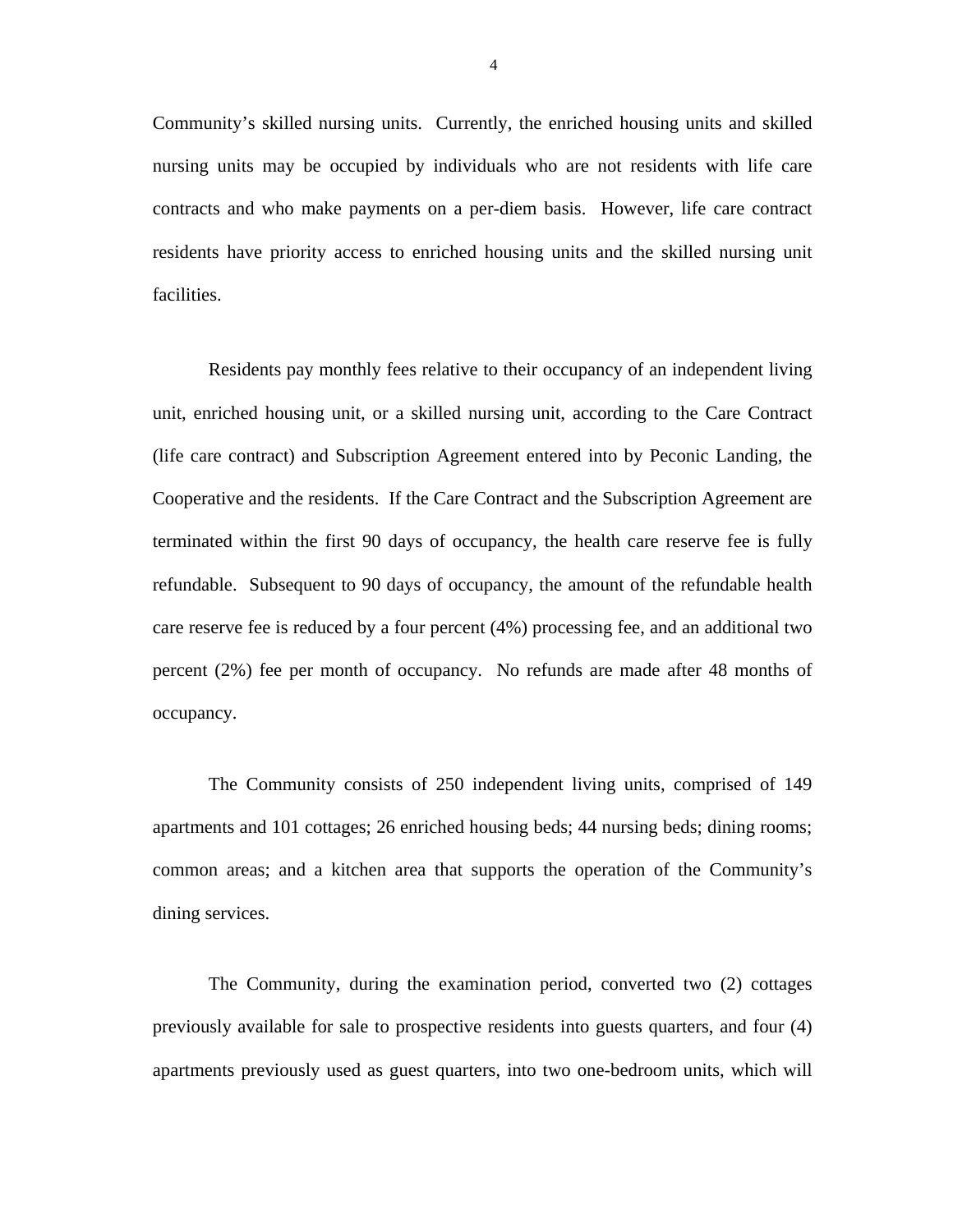Community's skilled nursing units. Currently, the enriched housing units and skilled nursing units may be occupied by individuals who are not residents with life care contracts and who make payments on a per-diem basis. However, life care contract residents have priority access to enriched housing units and the skilled nursing unit facilities.

Residents pay monthly fees relative to their occupancy of an independent living unit, enriched housing unit, or a skilled nursing unit, according to the Care Contract (life care contract) and Subscription Agreement entered into by Peconic Landing, the Cooperative and the residents. If the Care Contract and the Subscription Agreement are terminated within the first 90 days of occupancy, the health care reserve fee is fully refundable. Subsequent to 90 days of occupancy, the amount of the refundable health care reserve fee is reduced by a four percent (4%) processing fee, and an additional two percent (2%) fee per month of occupancy. No refunds are made after 48 months of occupancy.

The Community consists of 250 independent living units, comprised of 149 apartments and 101 cottages; 26 enriched housing beds; 44 nursing beds; dining rooms; common areas; and a kitchen area that supports the operation of the Community's dining services.

The Community, during the examination period, converted two (2) cottages previously available for sale to prospective residents into guests quarters, and four (4) apartments previously used as guest quarters, into two one-bedroom units, which will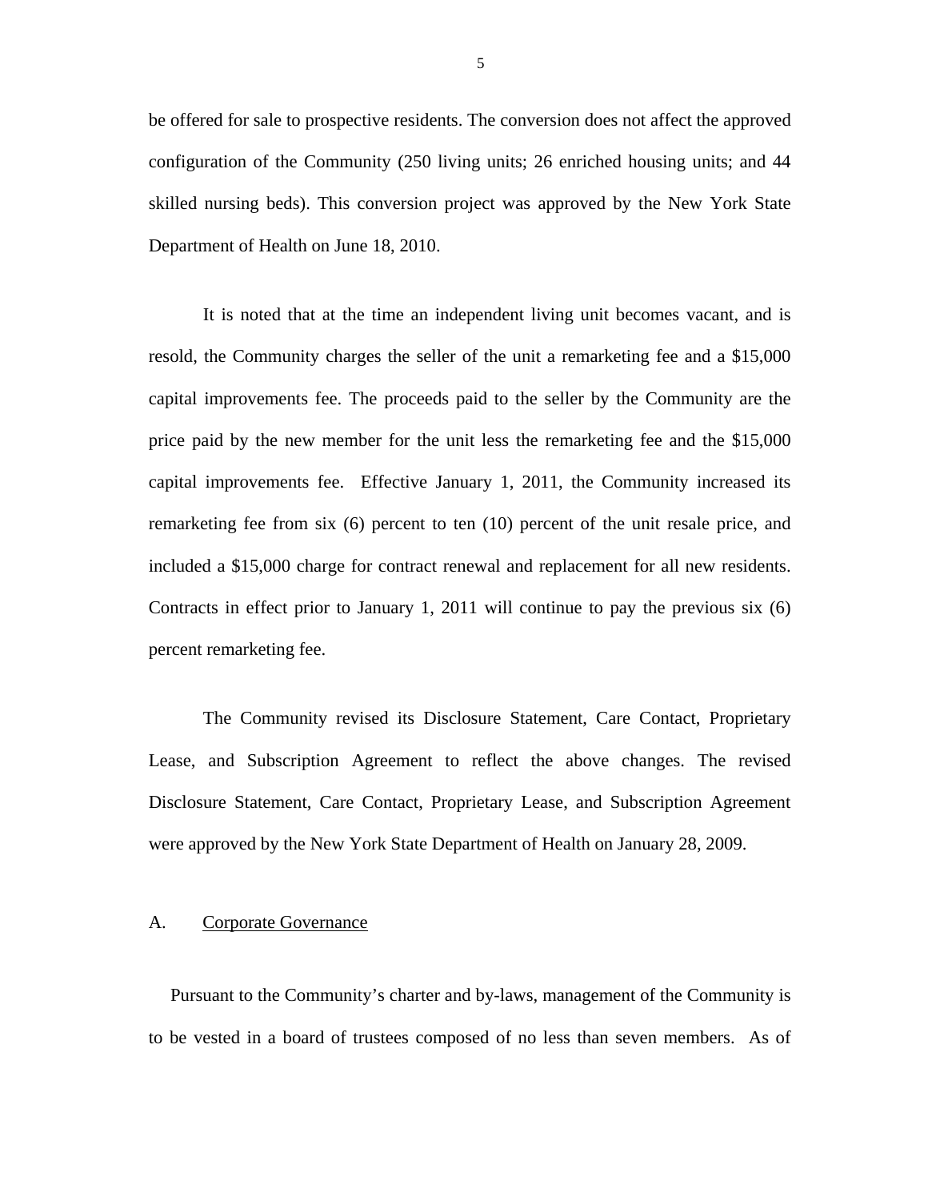be offered for sale to prospective residents. The conversion does not affect the approved configuration of the Community (250 living units; 26 enriched housing units; and 44 skilled nursing beds). This conversion project was approved by the New York State Department of Health on June 18, 2010.

It is noted that at the time an independent living unit becomes vacant, and is resold, the Community charges the seller of the unit a remarketing fee and a $15,000 capital improvements fee. The proceeds paid to the seller by the Community are the price paid by the new member for the unit less the remarketing fee and the $15,000 capital improvements fee. Effective January 1, 2011, the Community increased its remarketing fee from six (6) percent to ten (10) percent of the unit resale price, and included a $15,000 charge for contract renewal and replacement for all new residents. Contracts in effect prior to January 1, 2011 will continue to pay the previous six (6) percent remarketing fee.

The Community revised its Disclosure Statement, Care Contact, Proprietary Lease, and Subscription Agreement to reflect the above changes. The revised Disclosure Statement, Care Contact, Proprietary Lease, and Subscription Agreement were approved by the New York State Department of Health on January 28, 2009.

## A. Corporate Governance

Pursuant to the Community's charter and by-laws, management of the Community is to be vested in a board of trustees composed of no less than seven members. As of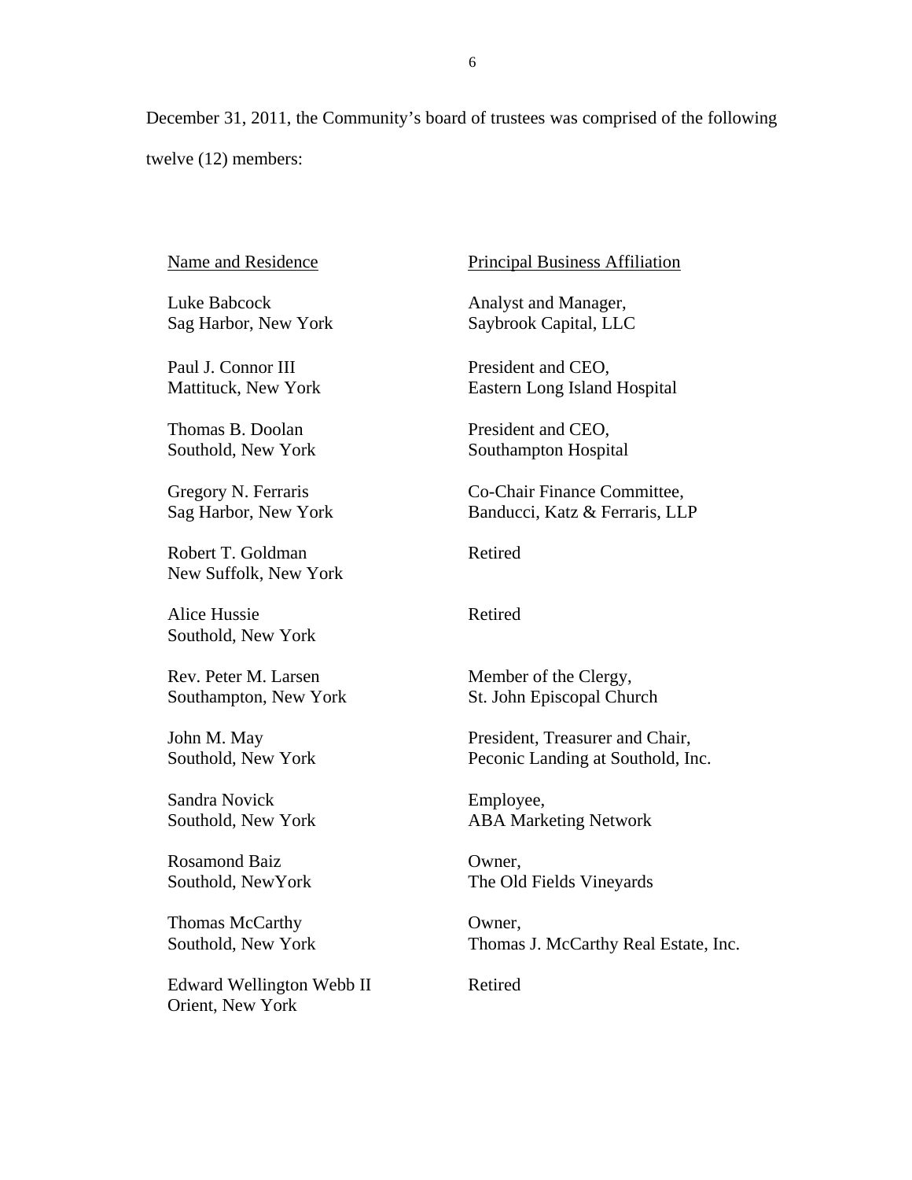December 31, 2011, the Community's board of trustees was comprised of the following twelve (12) members:

| Name and Residence | Principal Business Affiliation |
|---|---|
| Luke Babcock<br>Sag Harbor, New York | Analyst and Manager,<br>Saybrook Capital, LLC |
| Paul J. Connor III<br>Mattituck, New York | President and CEO,<br>Eastern Long Island Hospital |
| Thomas B. Doolan<br>Southold, New York | President and CEO,<br>Southampton Hospital |
| Gregory N. Ferraris<br>Sag Harbor, New York | Co-Chair Finance Committee,<br>Banducci, Katz & Ferraris, LLP |
| Robert T. Goldman<br>New Suffolk, New York | Retired |
| Alice Hussie<br>Southold, New York | Retired |
| Rev. Peter M. Larsen<br>Southampton, New York | Member of the Clergy,<br>St. John Episcopal Church |
| John M. May<br>Southold, New York | President, Treasurer and Chair,<br>Peconic Landing at Southold, Inc. |
| Sandra Novick<br>Southold, New York | Employee,<br>ABA Marketing Network |
| Rosamond Baiz<br>Southold, NewYork | Owner,<br>The Old Fields Vineyards |
| Thomas McCarthy<br>Southold, New York | Owner,<br>Thomas J. McCarthy Real Estate, Inc. |
| Edward Wellington Webb II<br>Orient, New York | Retired |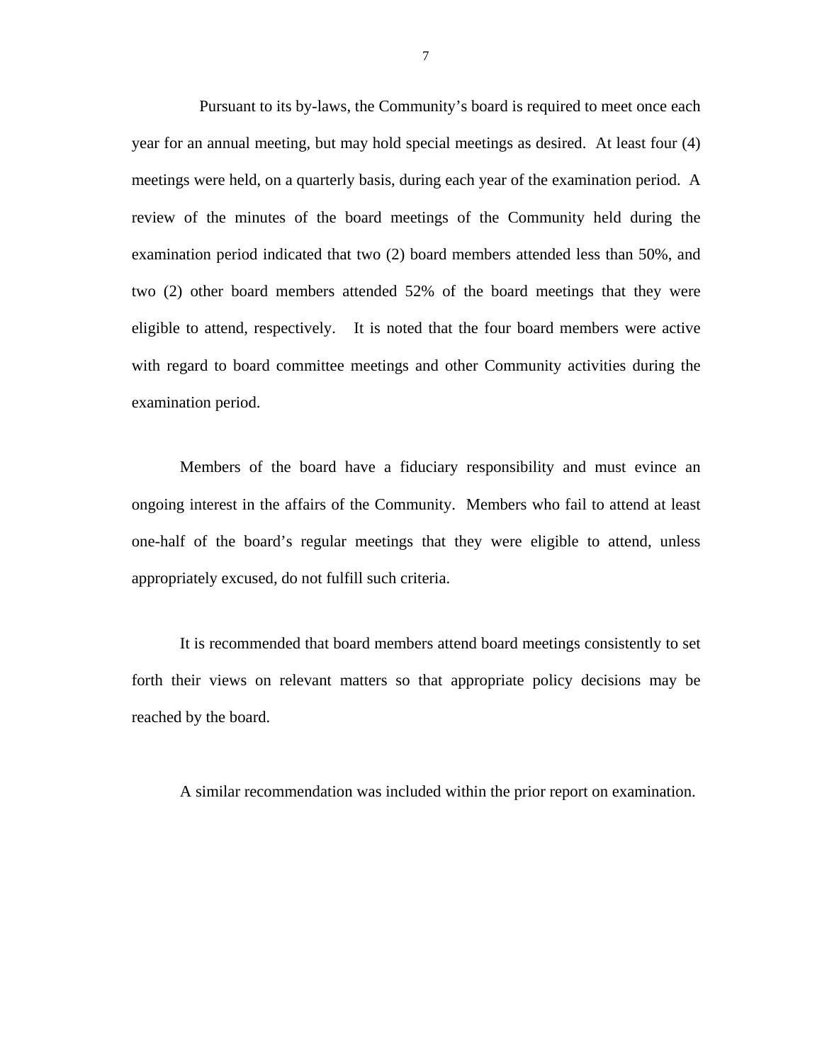Pursuant to its by-laws, the Community's board is required to meet once each year for an annual meeting, but may hold special meetings as desired. At least four (4) meetings were held, on a quarterly basis, during each year of the examination period. A review of the minutes of the board meetings of the Community held during the examination period indicated that two (2) board members attended less than 50%, and two (2) other board members attended 52% of the board meetings that they were eligible to attend, respectively. It is noted that the four board members were active with regard to board committee meetings and other Community activities during the examination period.

Members of the board have a fiduciary responsibility and must evince an ongoing interest in the affairs of the Community. Members who fail to attend at least one-half of the board's regular meetings that they were eligible to attend, unless appropriately excused, do not fulfill such criteria.

It is recommended that board members attend board meetings consistently to set forth their views on relevant matters so that appropriate policy decisions may be reached by the board.

A similar recommendation was included within the prior report on examination.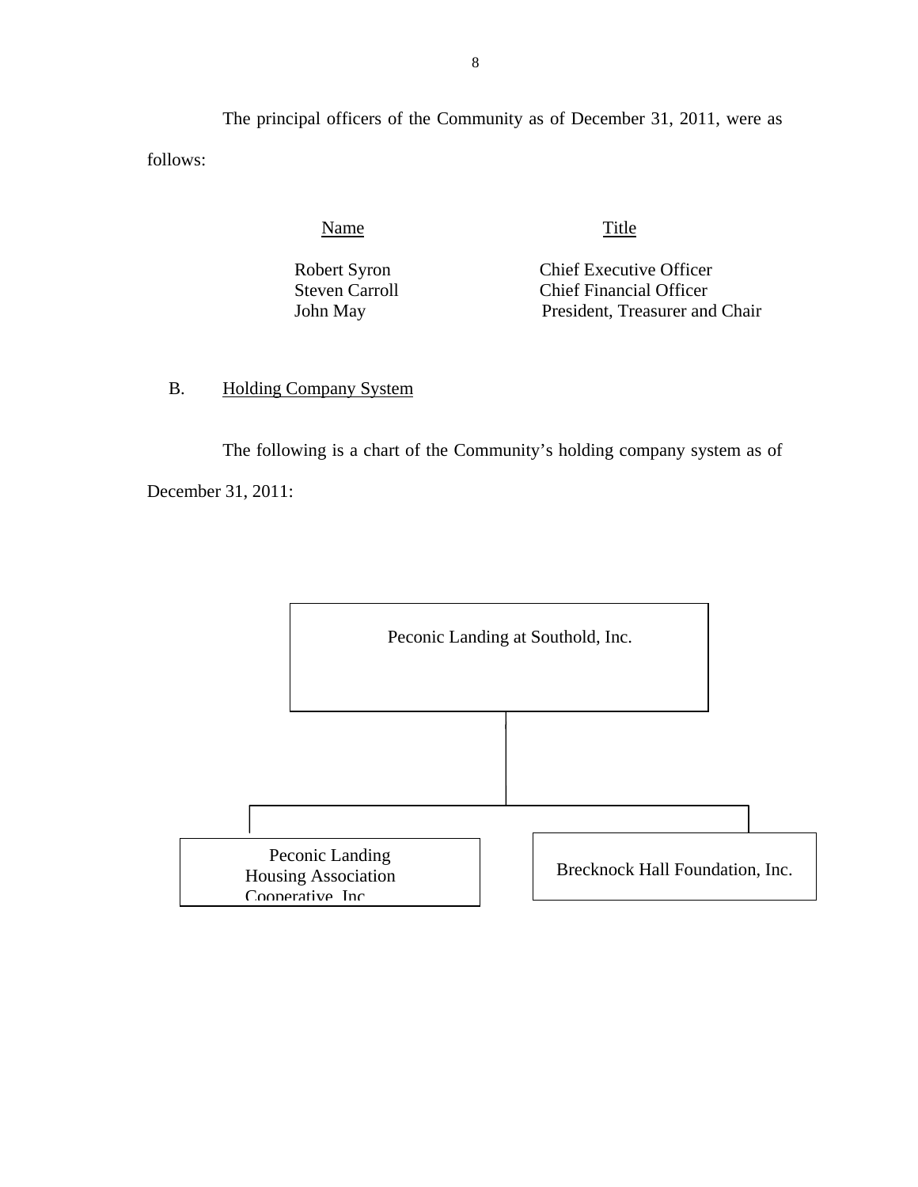The principal officers of the Community as of December 31, 2011, were as follows:

| Name | Title |
|---|---|
| Robert Syron | Chief Executive Officer |
| Steven Carroll | Chief Financial Officer |
| John May | President, Treasurer and Chair |

B. Holding Company System

The following is a chart of the Community's holding company system as of December 31, 2011:

Peconic Landing at Southold, Inc.

- Peconic Landing Housing Association Cooperative, Inc.
- Brecknock Hall Foundation, Inc.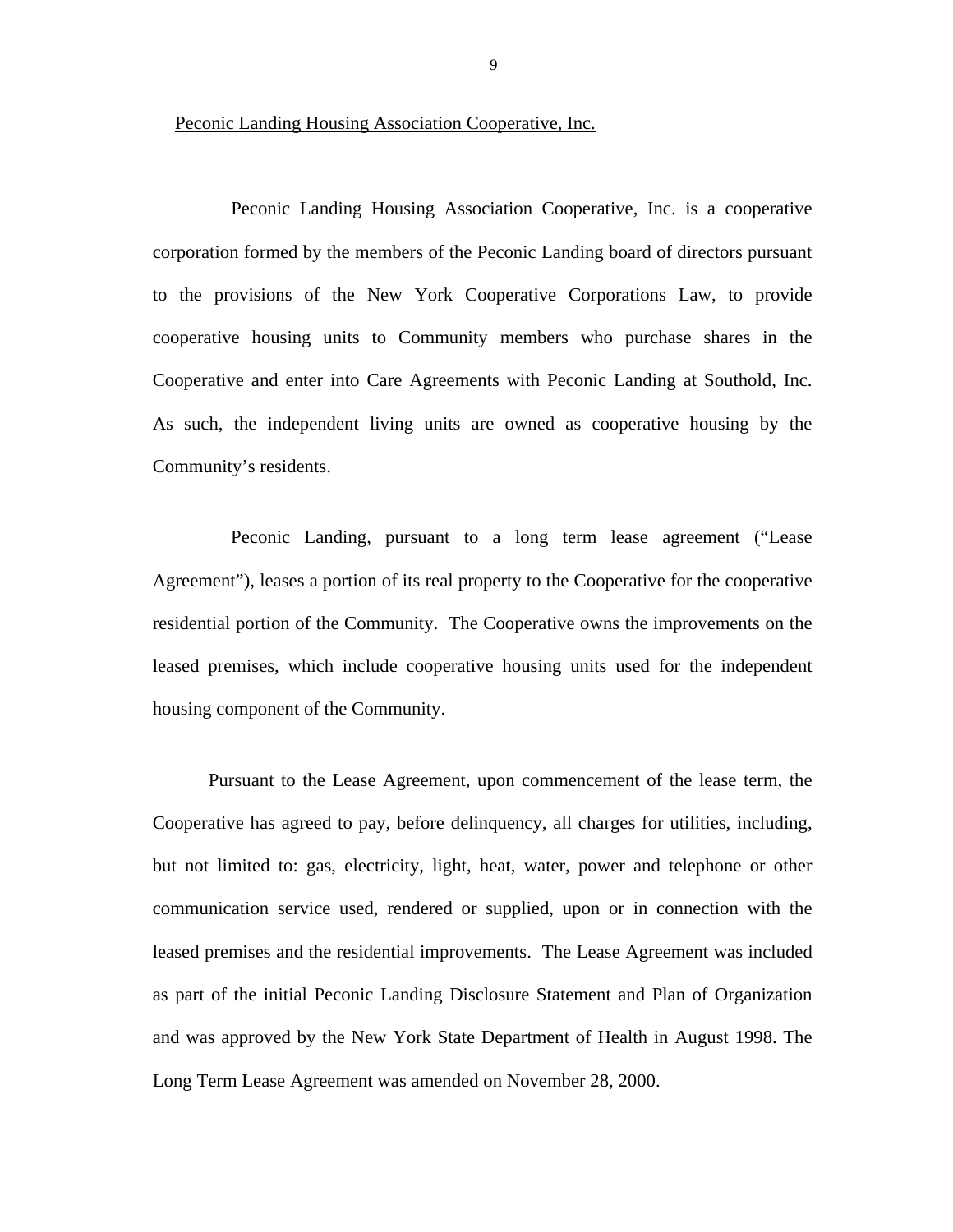Peconic Landing Housing Association Cooperative, Inc.

Peconic Landing Housing Association Cooperative, Inc. is a cooperative corporation formed by the members of the Peconic Landing board of directors pursuant to the provisions of the New York Cooperative Corporations Law, to provide cooperative housing units to Community members who purchase shares in the Cooperative and enter into Care Agreements with Peconic Landing at Southold, Inc. As such, the independent living units are owned as cooperative housing by the Community's residents.

Peconic Landing, pursuant to a long term lease agreement ("Lease Agreement"), leases a portion of its real property to the Cooperative for the cooperative residential portion of the Community. The Cooperative owns the improvements on the leased premises, which include cooperative housing units used for the independent housing component of the Community.

Pursuant to the Lease Agreement, upon commencement of the lease term, the Cooperative has agreed to pay, before delinquency, all charges for utilities, including, but not limited to: gas, electricity, light, heat, water, power and telephone or other communication service used, rendered or supplied, upon or in connection with the leased premises and the residential improvements. The Lease Agreement was included as part of the initial Peconic Landing Disclosure Statement and Plan of Organization and was approved by the New York State Department of Health in August 1998. The Long Term Lease Agreement was amended on November 28, 2000.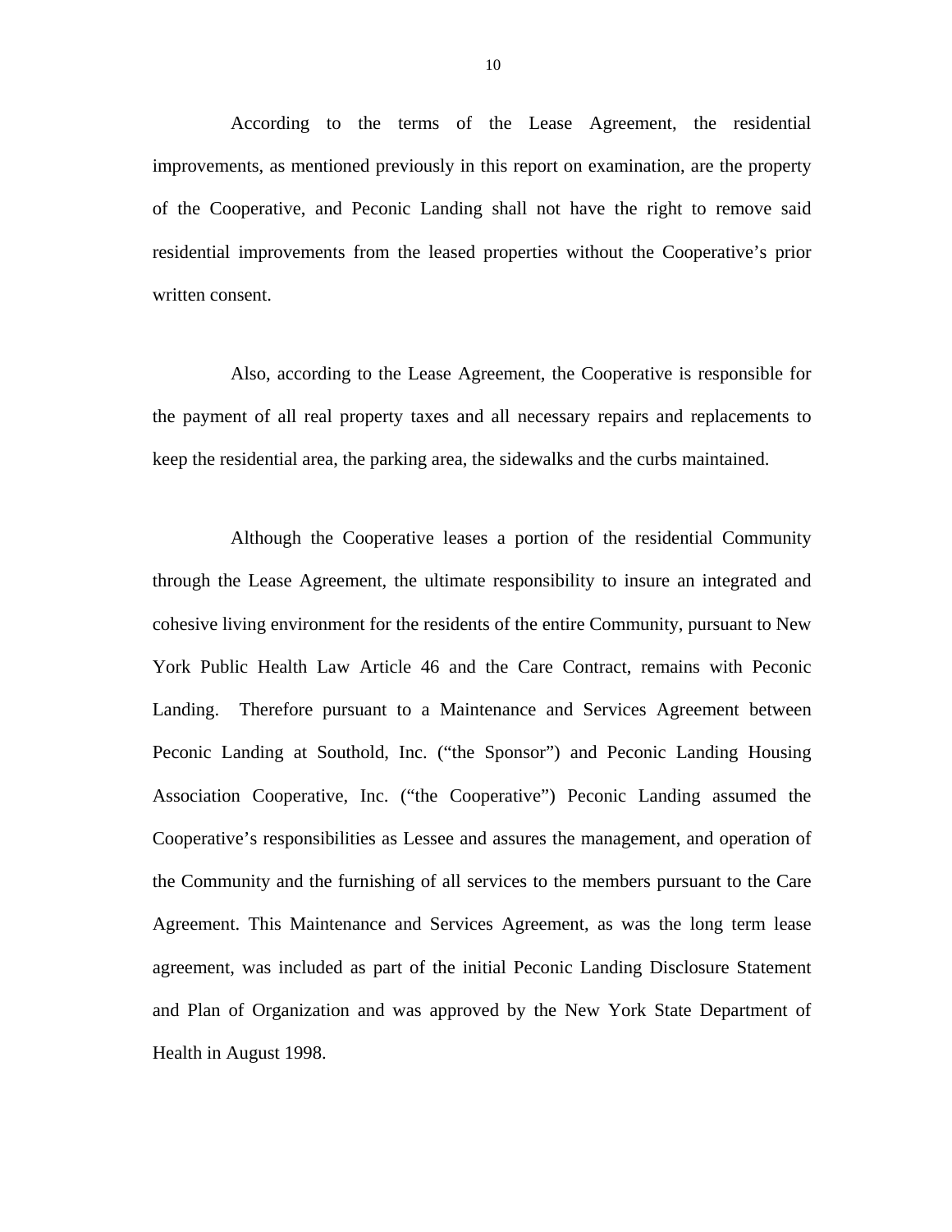According to the terms of the Lease Agreement, the residential improvements, as mentioned previously in this report on examination, are the property of the Cooperative, and Peconic Landing shall not have the right to remove said residential improvements from the leased properties without the Cooperative's prior written consent.

Also, according to the Lease Agreement, the Cooperative is responsible for the payment of all real property taxes and all necessary repairs and replacements to keep the residential area, the parking area, the sidewalks and the curbs maintained.

Although the Cooperative leases a portion of the residential Community through the Lease Agreement, the ultimate responsibility to insure an integrated and cohesive living environment for the residents of the entire Community, pursuant to New York Public Health Law Article 46 and the Care Contract, remains with Peconic Landing. Therefore pursuant to a Maintenance and Services Agreement between Peconic Landing at Southold, Inc. ("the Sponsor") and Peconic Landing Housing Association Cooperative, Inc. ("the Cooperative") Peconic Landing assumed the Cooperative's responsibilities as Lessee and assures the management, and operation of the Community and the furnishing of all services to the members pursuant to the Care Agreement. This Maintenance and Services Agreement, as was the long term lease agreement, was included as part of the initial Peconic Landing Disclosure Statement and Plan of Organization and was approved by the New York State Department of Health in August 1998.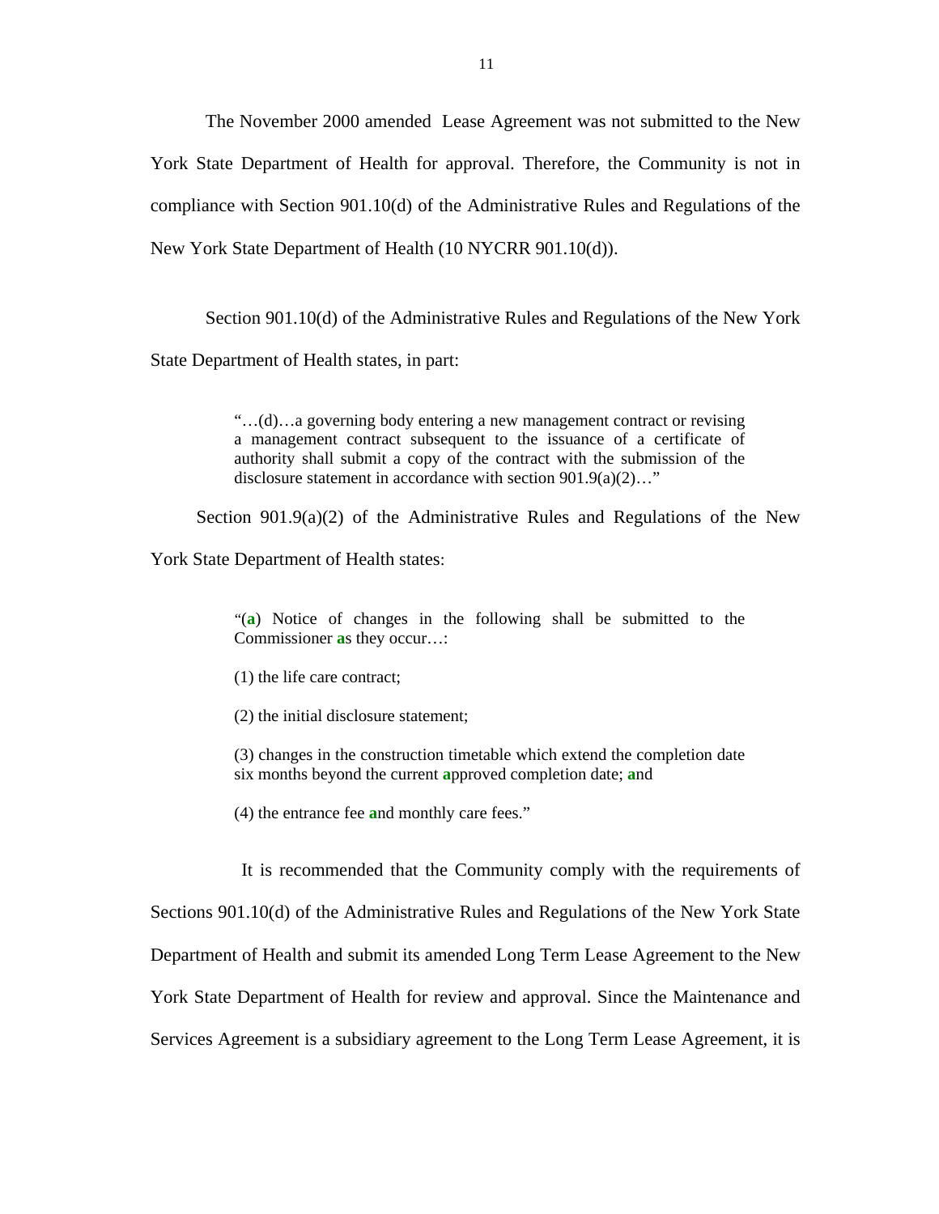The November 2000 amended Lease Agreement was not submitted to the New York State Department of Health for approval. Therefore, the Community is not in compliance with Section 901.10(d) of the Administrative Rules and Regulations of the New York State Department of Health (10 NYCRR 901.10(d)).

Section 901.10(d) of the Administrative Rules and Regulations of the New York State Department of Health states, in part:

> "…(d)…a governing body entering a new management contract or revising a management contract subsequent to the issuance of a certificate of authority shall submit a copy of the contract with the submission of the disclosure statement in accordance with section 901.9(a)(2)…"

Section 901.9(a)(2) of the Administrative Rules and Regulations of the New York State Department of Health states:

> "(a) Notice of changes in the following shall be submitted to the Commissioner as they occur…:
>
> (1) the life care contract;
>
> (2) the initial disclosure statement;
>
> (3) changes in the construction timetable which extend the completion date six months beyond the current approved completion date; and
>
> (4) the entrance fee and monthly care fees."

It is recommended that the Community comply with the requirements of Sections 901.10(d) of the Administrative Rules and Regulations of the New York State Department of Health and submit its amended Long Term Lease Agreement to the New York State Department of Health for review and approval. Since the Maintenance and Services Agreement is a subsidiary agreement to the Long Term Lease Agreement, it is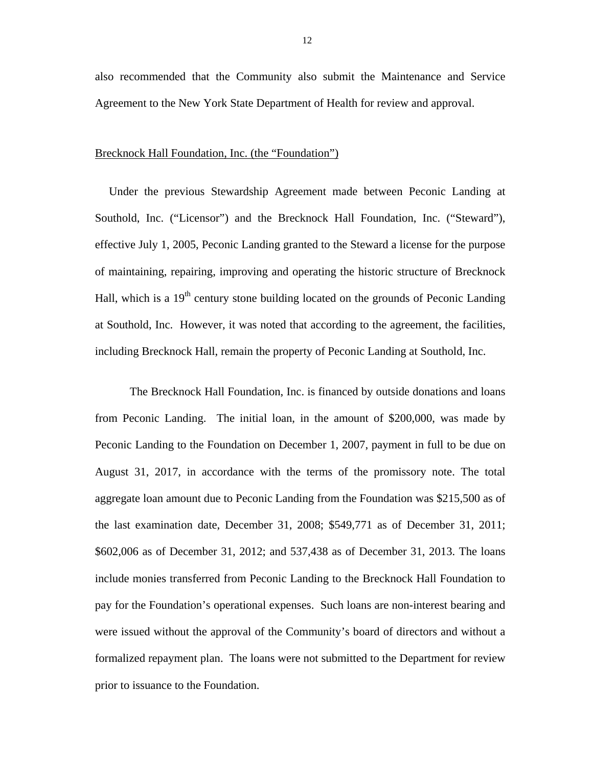also recommended that the Community also submit the Maintenance and Service Agreement to the New York State Department of Health for review and approval.

Brecknock Hall Foundation, Inc. (the "Foundation")

Under the previous Stewardship Agreement made between Peconic Landing at Southold, Inc. ("Licensor") and the Brecknock Hall Foundation, Inc. ("Steward"), effective July 1, 2005, Peconic Landing granted to the Steward a license for the purpose of maintaining, repairing, improving and operating the historic structure of Brecknock Hall, which is a 19th century stone building located on the grounds of Peconic Landing at Southold, Inc. However, it was noted that according to the agreement, the facilities, including Brecknock Hall, remain the property of Peconic Landing at Southold, Inc.

The Brecknock Hall Foundation, Inc. is financed by outside donations and loans from Peconic Landing. The initial loan, in the amount of $200,000, was made by Peconic Landing to the Foundation on December 1, 2007, payment in full to be due on August 31, 2017, in accordance with the terms of the promissory note. The total aggregate loan amount due to Peconic Landing from the Foundation was $215,500 as of the last examination date, December 31, 2008; $549,771 as of December 31, 2011; $602,006 as of December 31, 2012; and 537,438 as of December 31, 2013. The loans include monies transferred from Peconic Landing to the Brecknock Hall Foundation to pay for the Foundation's operational expenses. Such loans are non-interest bearing and were issued without the approval of the Community's board of directors and without a formalized repayment plan. The loans were not submitted to the Department for review prior to issuance to the Foundation.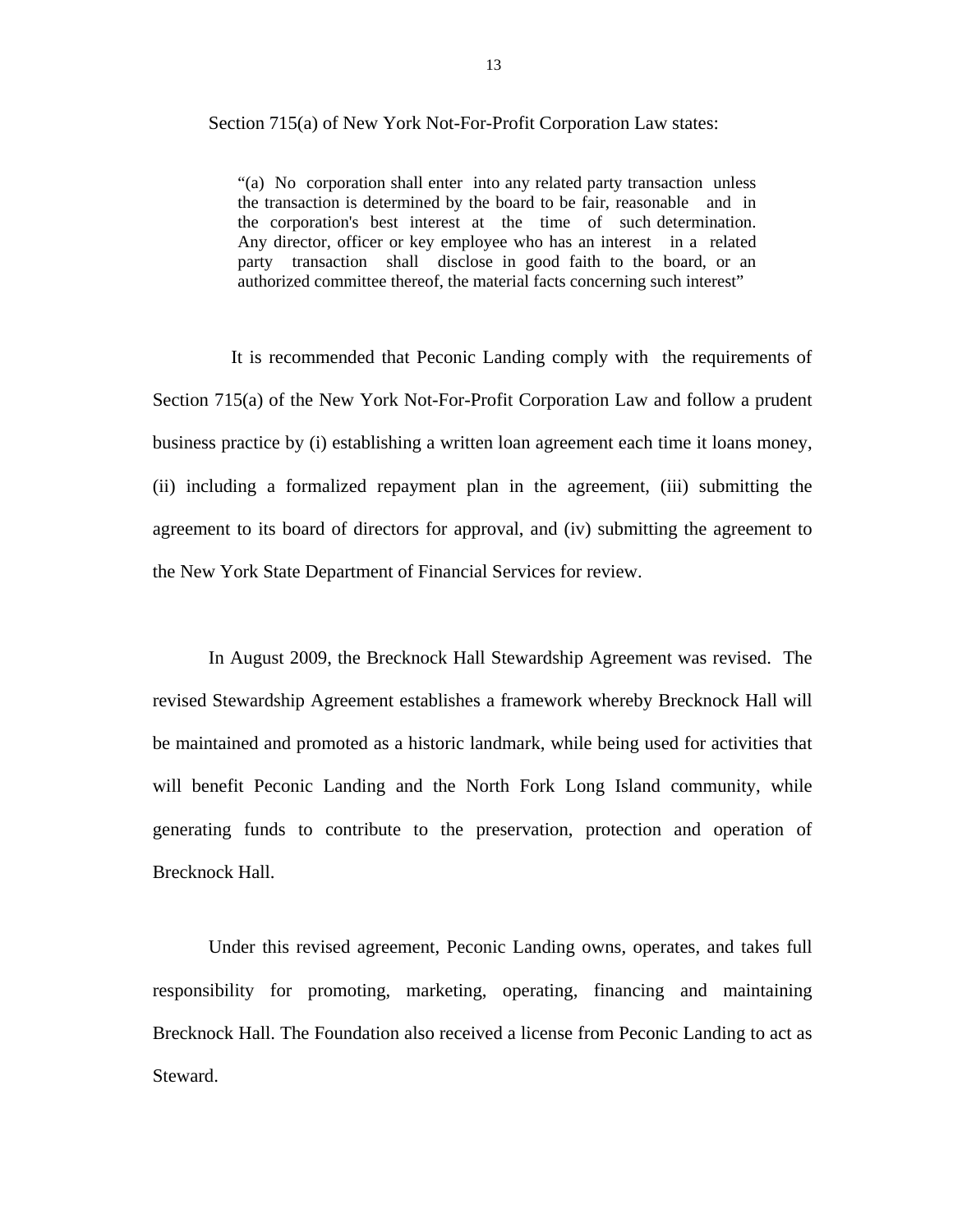Section 715(a) of New York Not-For-Profit Corporation Law states:

> "(a) No corporation shall enter into any related party transaction unless the transaction is determined by the board to be fair, reasonable and in the corporation's best interest at the time of such determination. Any director, officer or key employee who has an interest in a related party transaction shall disclose in good faith to the board, or an authorized committee thereof, the material facts concerning such interest"

It is recommended that Peconic Landing comply with the requirements of Section 715(a) of the New York Not-For-Profit Corporation Law and follow a prudent business practice by (i) establishing a written loan agreement each time it loans money, (ii) including a formalized repayment plan in the agreement, (iii) submitting the agreement to its board of directors for approval, and (iv) submitting the agreement to the New York State Department of Financial Services for review.

In August 2009, the Brecknock Hall Stewardship Agreement was revised. The revised Stewardship Agreement establishes a framework whereby Brecknock Hall will be maintained and promoted as a historic landmark, while being used for activities that will benefit Peconic Landing and the North Fork Long Island community, while generating funds to contribute to the preservation, protection and operation of Brecknock Hall.

Under this revised agreement, Peconic Landing owns, operates, and takes full responsibility for promoting, marketing, operating, financing and maintaining Brecknock Hall. The Foundation also received a license from Peconic Landing to act as Steward.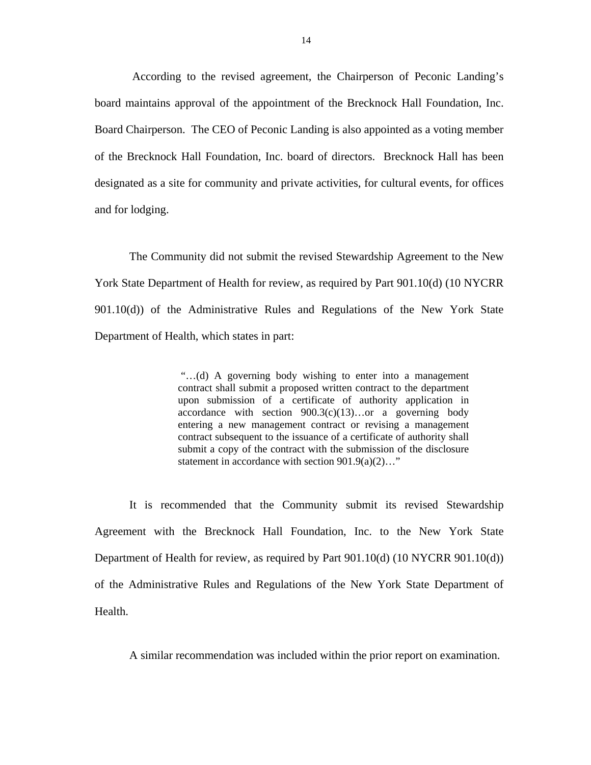According to the revised agreement, the Chairperson of Peconic Landing's board maintains approval of the appointment of the Brecknock Hall Foundation, Inc. Board Chairperson. The CEO of Peconic Landing is also appointed as a voting member of the Brecknock Hall Foundation, Inc. board of directors. Brecknock Hall has been designated as a site for community and private activities, for cultural events, for offices and for lodging.

The Community did not submit the revised Stewardship Agreement to the New York State Department of Health for review, as required by Part 901.10(d) (10 NYCRR 901.10(d)) of the Administrative Rules and Regulations of the New York State Department of Health, which states in part:

> "…(d) A governing body wishing to enter into a management contract shall submit a proposed written contract to the department upon submission of a certificate of authority application in accordance with section 900.3(c)(13)…or a governing body entering a new management contract or revising a management contract subsequent to the issuance of a certificate of authority shall submit a copy of the contract with the submission of the disclosure statement in accordance with section 901.9(a)(2)…"

It is recommended that the Community submit its revised Stewardship Agreement with the Brecknock Hall Foundation, Inc. to the New York State Department of Health for review, as required by Part 901.10(d) (10 NYCRR 901.10(d)) of the Administrative Rules and Regulations of the New York State Department of Health.

A similar recommendation was included within the prior report on examination.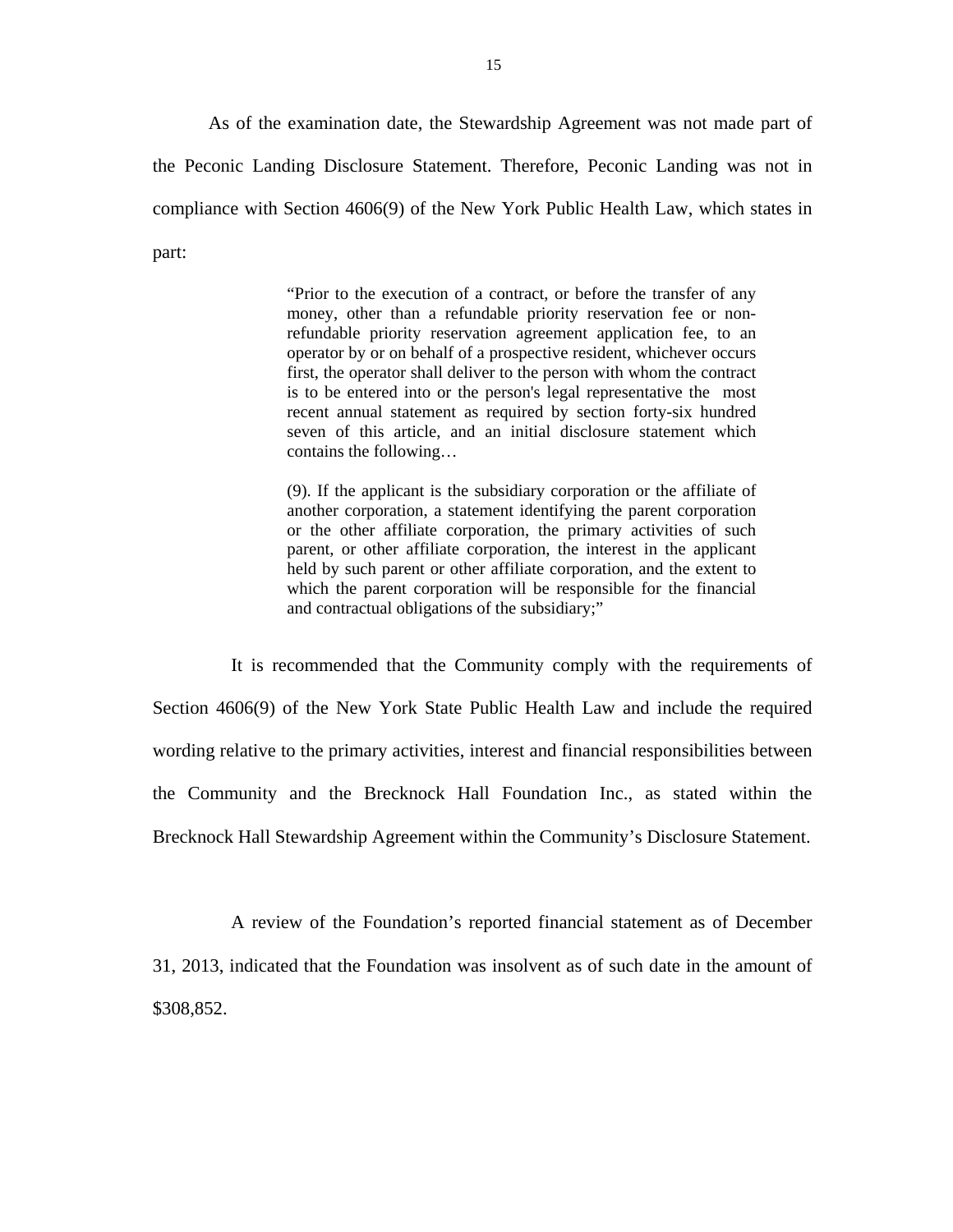As of the examination date, the Stewardship Agreement was not made part of the Peconic Landing Disclosure Statement. Therefore, Peconic Landing was not in compliance with Section 4606(9) of the New York Public Health Law, which states in part:

> "Prior to the execution of a contract, or before the transfer of any money, other than a refundable priority reservation fee or non-refundable priority reservation agreement application fee, to an operator by or on behalf of a prospective resident, whichever occurs first, the operator shall deliver to the person with whom the contract is to be entered into or the person's legal representative the most recent annual statement as required by section forty-six hundred seven of this article, and an initial disclosure statement which contains the following…
>
> (9). If the applicant is the subsidiary corporation or the affiliate of another corporation, a statement identifying the parent corporation or the other affiliate corporation, the primary activities of such parent, or other affiliate corporation, the interest in the applicant held by such parent or other affiliate corporation, and the extent to which the parent corporation will be responsible for the financial and contractual obligations of the subsidiary;"

It is recommended that the Community comply with the requirements of Section 4606(9) of the New York State Public Health Law and include the required wording relative to the primary activities, interest and financial responsibilities between the Community and the Brecknock Hall Foundation Inc., as stated within the Brecknock Hall Stewardship Agreement within the Community's Disclosure Statement.

A review of the Foundation's reported financial statement as of December 31, 2013, indicated that the Foundation was insolvent as of such date in the amount of $308,852.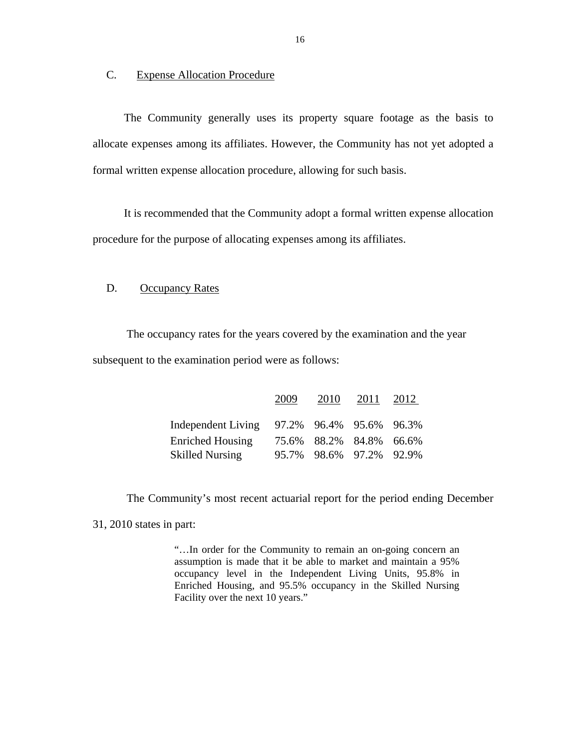C. Expense Allocation Procedure

The Community generally uses its property square footage as the basis to allocate expenses among its affiliates. However, the Community has not yet adopted a formal written expense allocation procedure, allowing for such basis.

It is recommended that the Community adopt a formal written expense allocation procedure for the purpose of allocating expenses among its affiliates.

D. Occupancy Rates

The occupancy rates for the years covered by the examination and the year subsequent to the examination period were as follows:

| | 2009 | 2010 | 2011 | 2012 |
|---|---|---|---|---|
| Independent Living | 97.2% | 96.4% | 95.6% | 96.3% |
| Enriched Housing | 75.6% | 88.2% | 84.8% | 66.6% |
| Skilled Nursing | 95.7% | 98.6% | 97.2% | 92.9% |

The Community's most recent actuarial report for the period ending December 31, 2010 states in part:

> "…In order for the Community to remain an on-going concern an assumption is made that it be able to market and maintain a 95% occupancy level in the Independent Living Units, 95.8% in Enriched Housing, and 95.5% occupancy in the Skilled Nursing Facility over the next 10 years."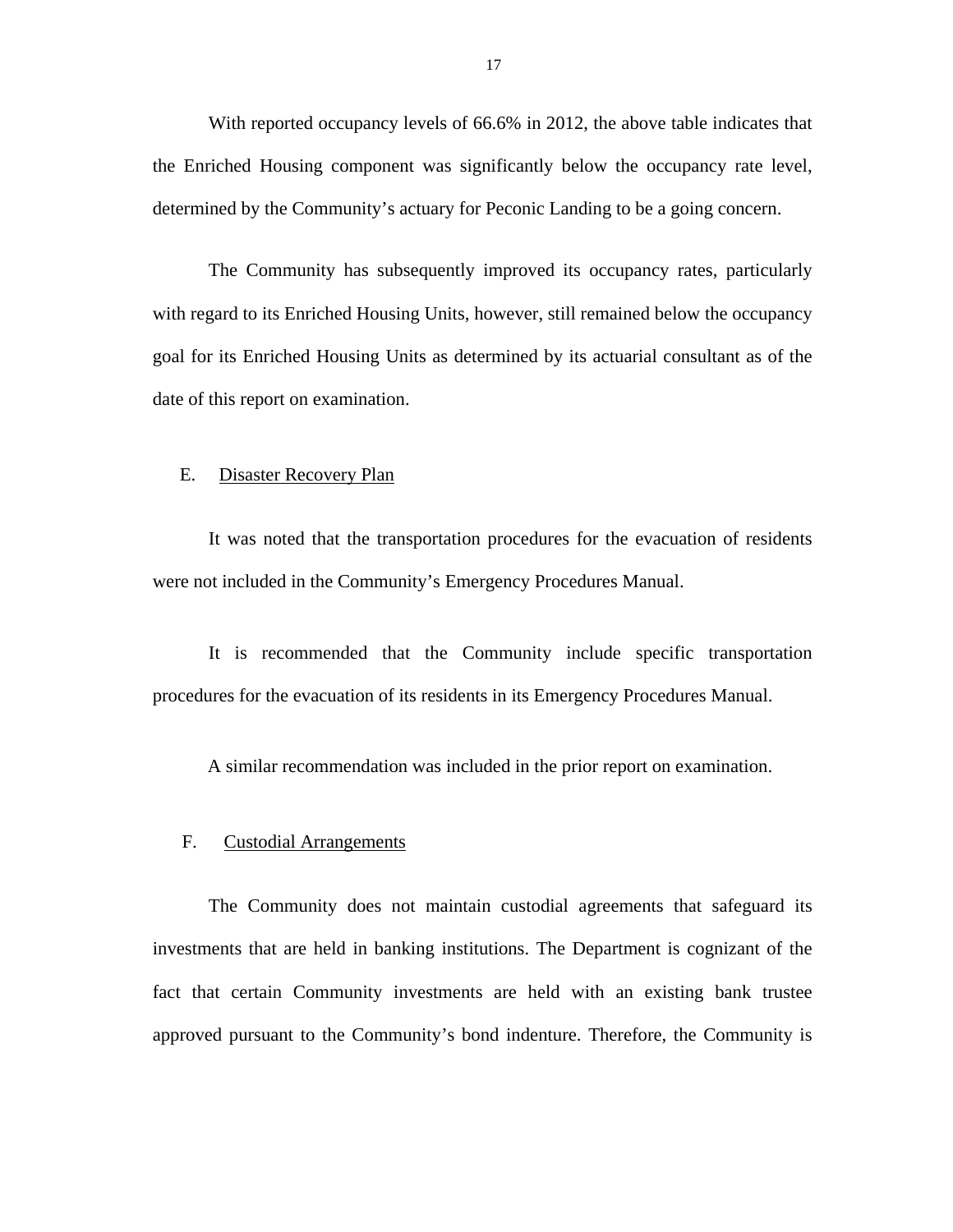With reported occupancy levels of 66.6% in 2012, the above table indicates that the Enriched Housing component was significantly below the occupancy rate level, determined by the Community's actuary for Peconic Landing to be a going concern.

The Community has subsequently improved its occupancy rates, particularly with regard to its Enriched Housing Units, however, still remained below the occupancy goal for its Enriched Housing Units as determined by its actuarial consultant as of the date of this report on examination.

## E. Disaster Recovery Plan

It was noted that the transportation procedures for the evacuation of residents were not included in the Community's Emergency Procedures Manual.

It is recommended that the Community include specific transportation procedures for the evacuation of its residents in its Emergency Procedures Manual.

A similar recommendation was included in the prior report on examination.

## F. Custodial Arrangements

The Community does not maintain custodial agreements that safeguard its investments that are held in banking institutions. The Department is cognizant of the fact that certain Community investments are held with an existing bank trustee approved pursuant to the Community's bond indenture. Therefore, the Community is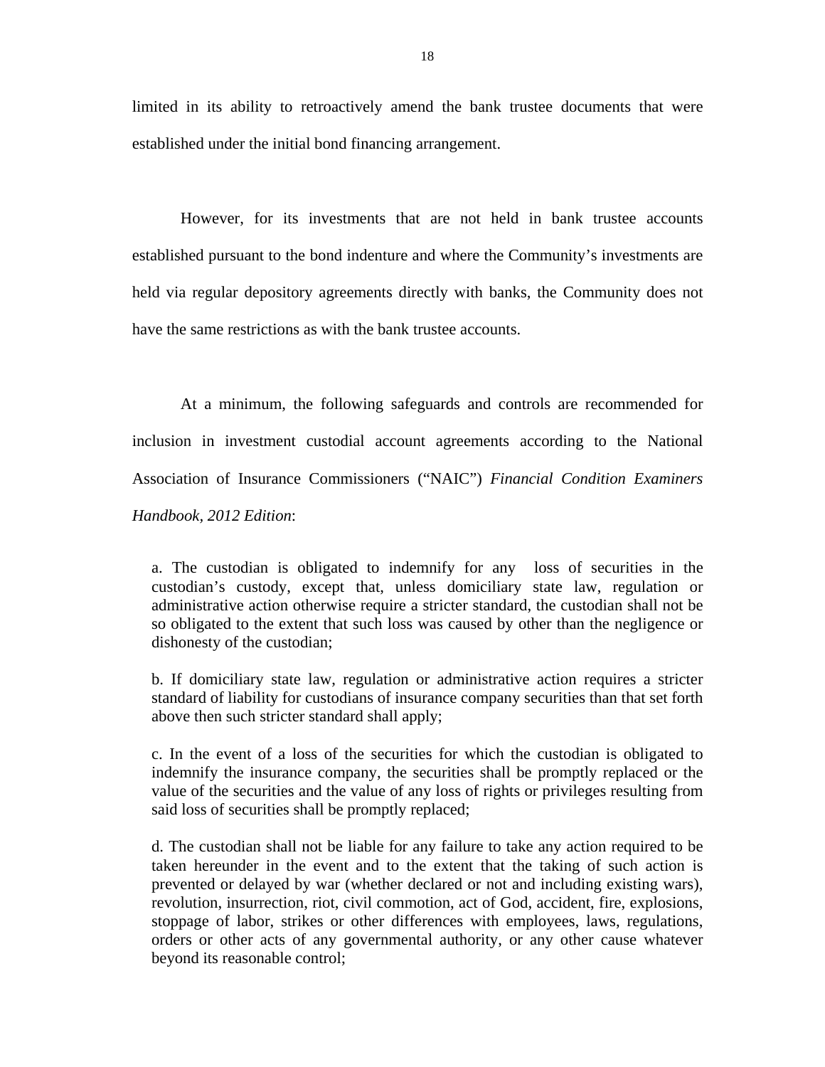limited in its ability to retroactively amend the bank trustee documents that were established under the initial bond financing arrangement.

However, for its investments that are not held in bank trustee accounts established pursuant to the bond indenture and where the Community's investments are held via regular depository agreements directly with banks, the Community does not have the same restrictions as with the bank trustee accounts.

At a minimum, the following safeguards and controls are recommended for inclusion in investment custodial account agreements according to the National Association of Insurance Commissioners ("NAIC") *Financial Condition Examiners Handbook, 2012 Edition*:

a. The custodian is obligated to indemnify for any loss of securities in the custodian's custody, except that, unless domiciliary state law, regulation or administrative action otherwise require a stricter standard, the custodian shall not be so obligated to the extent that such loss was caused by other than the negligence or dishonesty of the custodian;

b. If domiciliary state law, regulation or administrative action requires a stricter standard of liability for custodians of insurance company securities than that set forth above then such stricter standard shall apply;

c. In the event of a loss of the securities for which the custodian is obligated to indemnify the insurance company, the securities shall be promptly replaced or the value of the securities and the value of any loss of rights or privileges resulting from said loss of securities shall be promptly replaced;

d. The custodian shall not be liable for any failure to take any action required to be taken hereunder in the event and to the extent that the taking of such action is prevented or delayed by war (whether declared or not and including existing wars), revolution, insurrection, riot, civil commotion, act of God, accident, fire, explosions, stoppage of labor, strikes or other differences with employees, laws, regulations, orders or other acts of any governmental authority, or any other cause whatever beyond its reasonable control;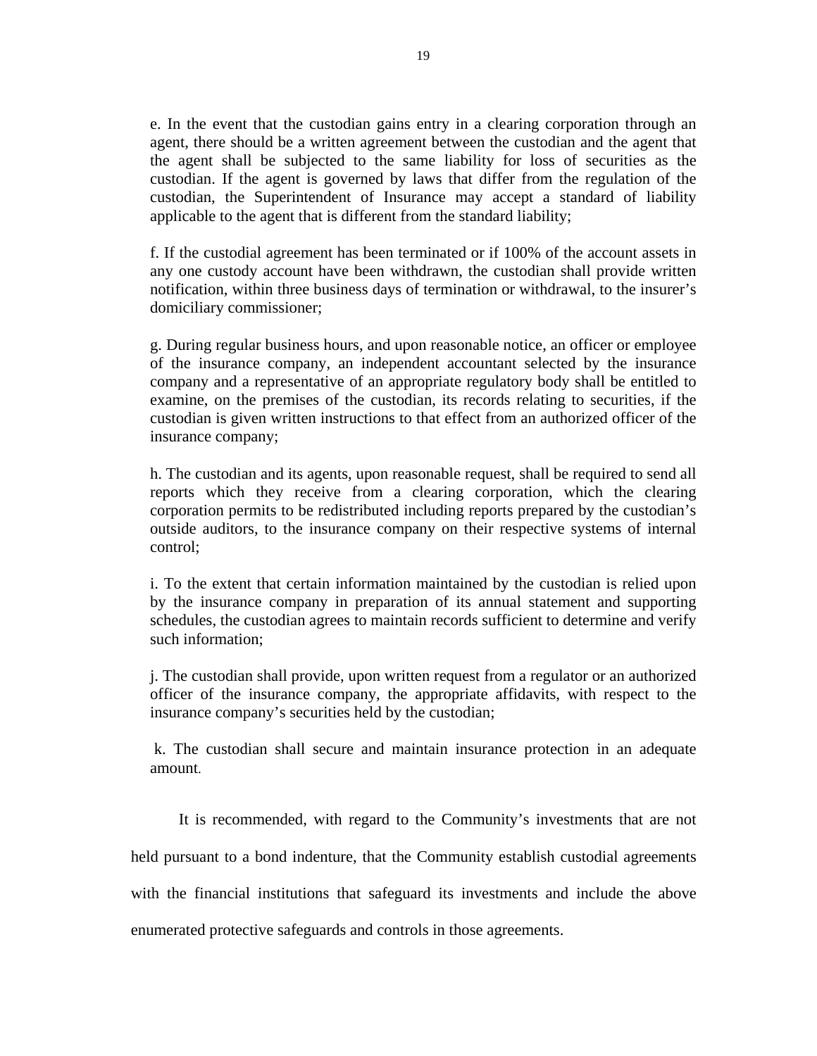e. In the event that the custodian gains entry in a clearing corporation through an agent, there should be a written agreement between the custodian and the agent that the agent shall be subjected to the same liability for loss of securities as the custodian. If the agent is governed by laws that differ from the regulation of the custodian, the Superintendent of Insurance may accept a standard of liability applicable to the agent that is different from the standard liability;

f. If the custodial agreement has been terminated or if 100% of the account assets in any one custody account have been withdrawn, the custodian shall provide written notification, within three business days of termination or withdrawal, to the insurer's domiciliary commissioner;

g. During regular business hours, and upon reasonable notice, an officer or employee of the insurance company, an independent accountant selected by the insurance company and a representative of an appropriate regulatory body shall be entitled to examine, on the premises of the custodian, its records relating to securities, if the custodian is given written instructions to that effect from an authorized officer of the insurance company;

h. The custodian and its agents, upon reasonable request, shall be required to send all reports which they receive from a clearing corporation, which the clearing corporation permits to be redistributed including reports prepared by the custodian's outside auditors, to the insurance company on their respective systems of internal control;

i. To the extent that certain information maintained by the custodian is relied upon by the insurance company in preparation of its annual statement and supporting schedules, the custodian agrees to maintain records sufficient to determine and verify such information;

j. The custodian shall provide, upon written request from a regulator or an authorized officer of the insurance company, the appropriate affidavits, with respect to the insurance company's securities held by the custodian;

k. The custodian shall secure and maintain insurance protection in an adequate amount.

It is recommended, with regard to the Community's investments that are not held pursuant to a bond indenture, that the Community establish custodial agreements with the financial institutions that safeguard its investments and include the above enumerated protective safeguards and controls in those agreements.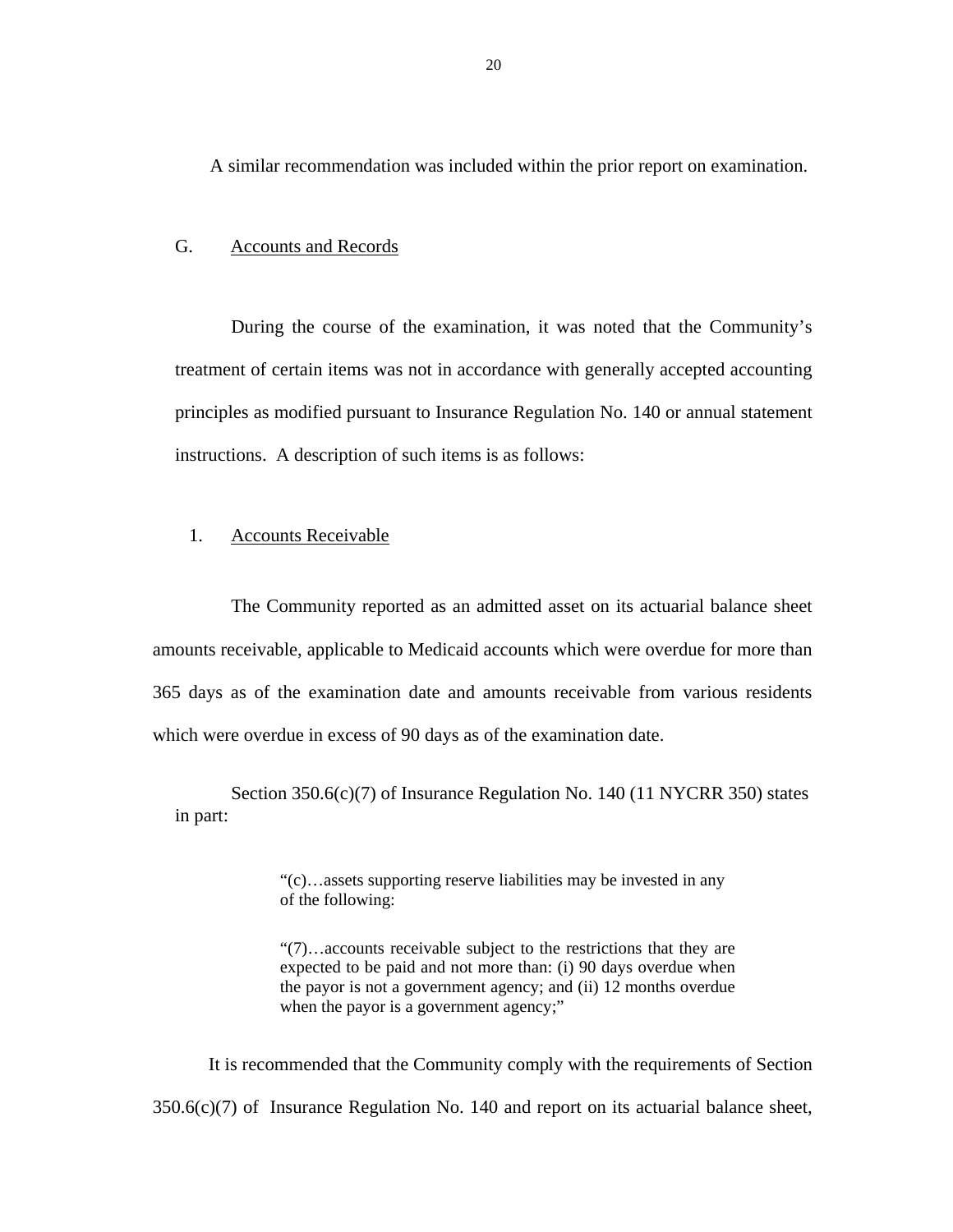A similar recommendation was included within the prior report on examination.

## G. Accounts and Records

During the course of the examination, it was noted that the Community's treatment of certain items was not in accordance with generally accepted accounting principles as modified pursuant to Insurance Regulation No. 140 or annual statement instructions. A description of such items is as follows:

### 1. Accounts Receivable

The Community reported as an admitted asset on its actuarial balance sheet amounts receivable, applicable to Medicaid accounts which were overdue for more than 365 days as of the examination date and amounts receivable from various residents which were overdue in excess of 90 days as of the examination date.

Section 350.6(c)(7) of Insurance Regulation No. 140 (11 NYCRR 350) states in part:

> "(c)…assets supporting reserve liabilities may be invested in any of the following:
>
> "(7)…accounts receivable subject to the restrictions that they are expected to be paid and not more than: (i) 90 days overdue when the payor is not a government agency; and (ii) 12 months overdue when the payor is a government agency;"

It is recommended that the Community comply with the requirements of Section 350.6(c)(7) of Insurance Regulation No. 140 and report on its actuarial balance sheet,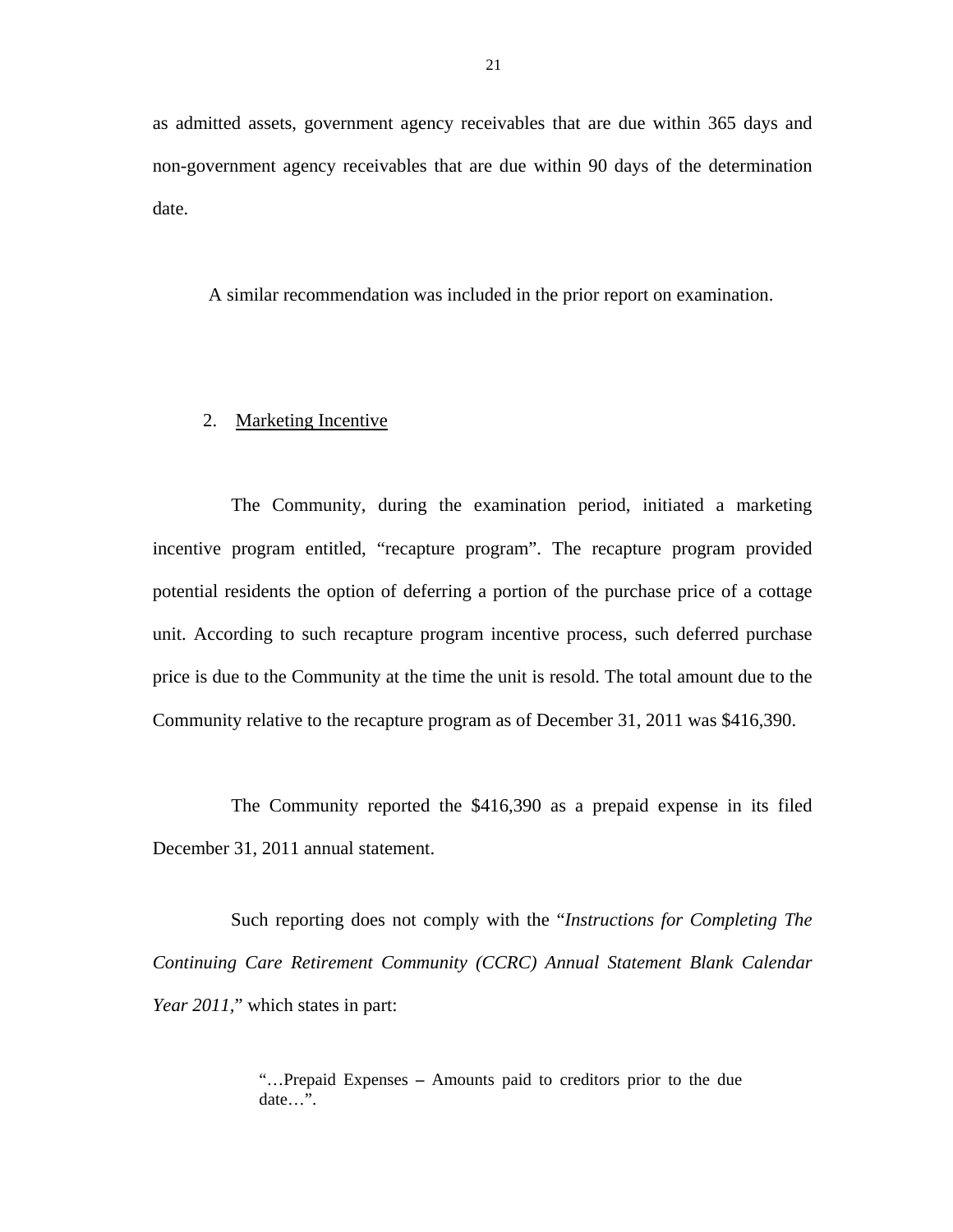as admitted assets, government agency receivables that are due within 365 days and non-government agency receivables that are due within 90 days of the determination date.

A similar recommendation was included in the prior report on examination.

2. Marketing Incentive

The Community, during the examination period, initiated a marketing incentive program entitled, "recapture program". The recapture program provided potential residents the option of deferring a portion of the purchase price of a cottage unit. According to such recapture program incentive process, such deferred purchase price is due to the Community at the time the unit is resold. The total amount due to the Community relative to the recapture program as of December 31, 2011 was $416,390.

The Community reported the $416,390 as a prepaid expense in its filed December 31, 2011 annual statement.

Such reporting does not comply with the "*Instructions for Completing The Continuing Care Retirement Community (CCRC) Annual Statement Blank Calendar Year 2011*," which states in part:

> "…Prepaid Expenses – Amounts paid to creditors prior to the due date…".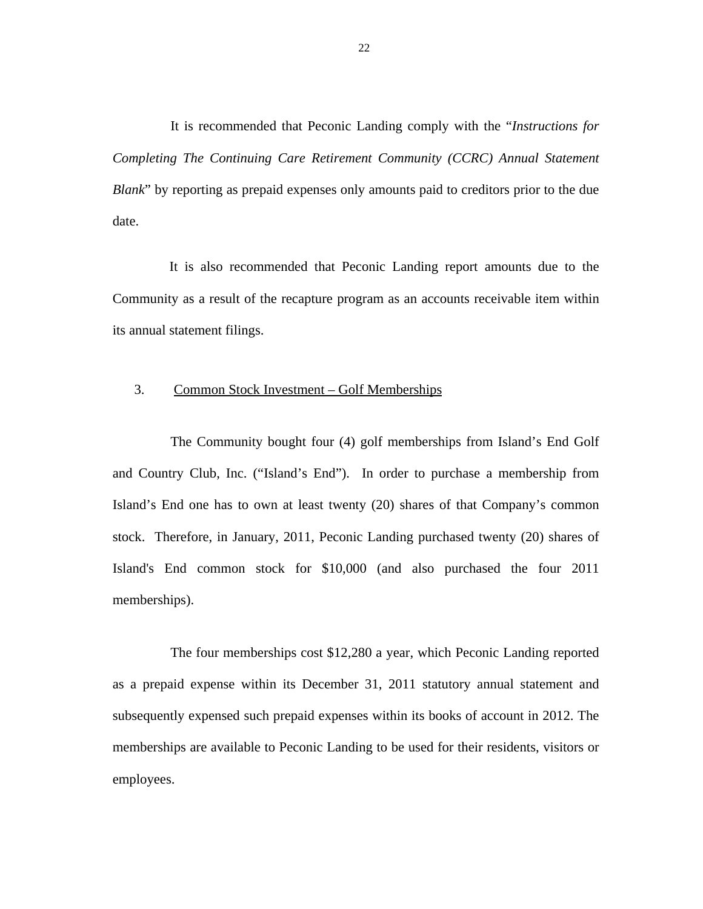It is recommended that Peconic Landing comply with the "*Instructions for Completing The Continuing Care Retirement Community (CCRC) Annual Statement Blank*" by reporting as prepaid expenses only amounts paid to creditors prior to the due date.

It is also recommended that Peconic Landing report amounts due to the Community as a result of the recapture program as an accounts receivable item within its annual statement filings.

3. Common Stock Investment – Golf Memberships

The Community bought four (4) golf memberships from Island's End Golf and Country Club, Inc. ("Island's End"). In order to purchase a membership from Island's End one has to own at least twenty (20) shares of that Company's common stock. Therefore, in January, 2011, Peconic Landing purchased twenty (20) shares of Island's End common stock for $10,000 (and also purchased the four 2011 memberships).

The four memberships cost $12,280 a year, which Peconic Landing reported as a prepaid expense within its December 31, 2011 statutory annual statement and subsequently expensed such prepaid expenses within its books of account in 2012. The memberships are available to Peconic Landing to be used for their residents, visitors or employees.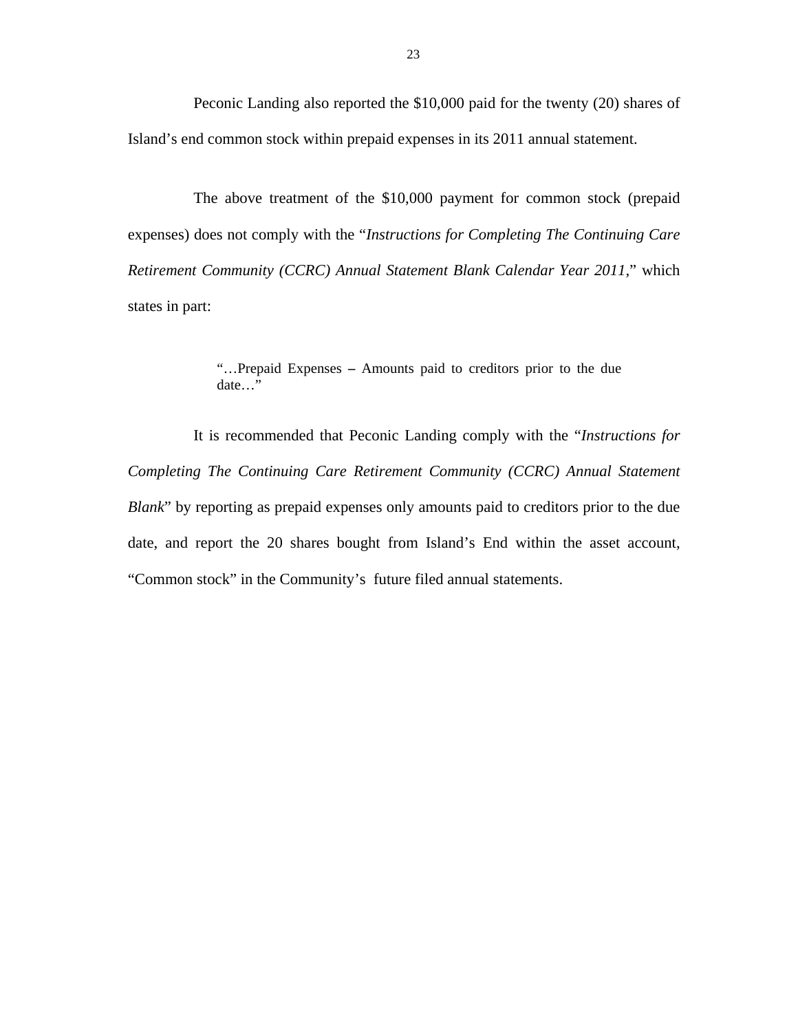Peconic Landing also reported the $10,000 paid for the twenty (20) shares of Island's end common stock within prepaid expenses in its 2011 annual statement.

The above treatment of the $10,000 payment for common stock (prepaid expenses) does not comply with the "*Instructions for Completing The Continuing Care Retirement Community (CCRC) Annual Statement Blank Calendar Year 2011*," which states in part:

> "…Prepaid Expenses – Amounts paid to creditors prior to the due date…"

It is recommended that Peconic Landing comply with the "*Instructions for Completing The Continuing Care Retirement Community (CCRC) Annual Statement Blank*" by reporting as prepaid expenses only amounts paid to creditors prior to the due date, and report the 20 shares bought from Island's End within the asset account, "Common stock" in the Community's future filed annual statements.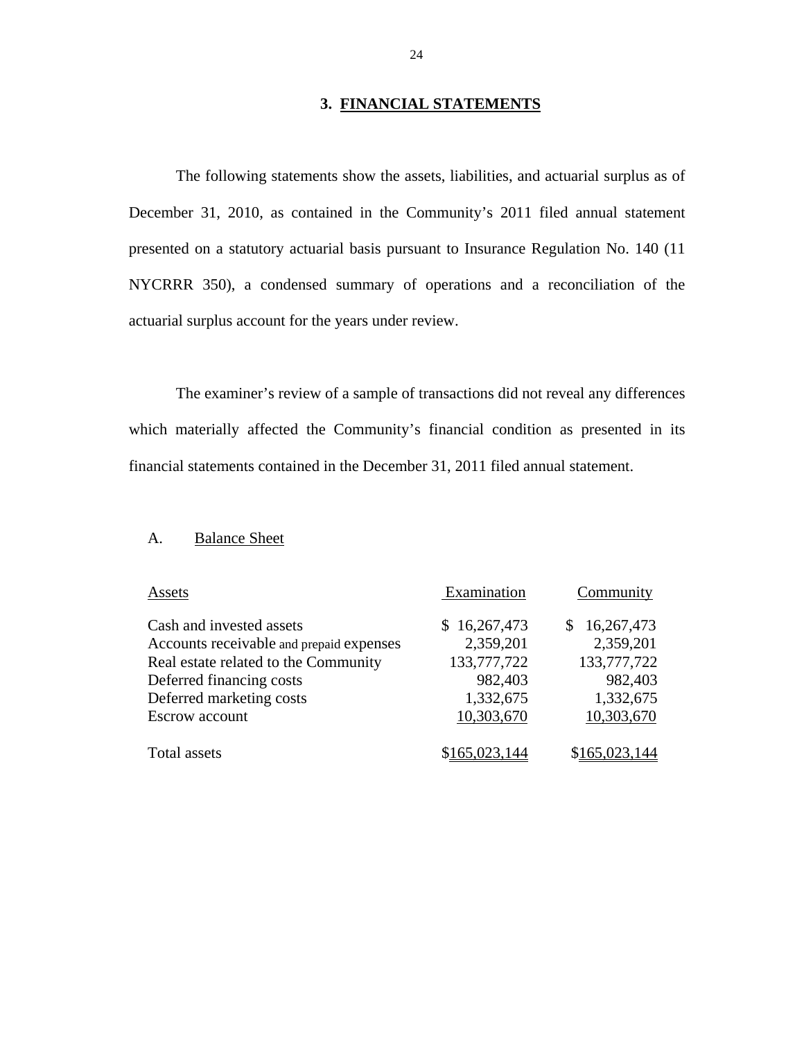# 3. FINANCIAL STATEMENTS

The following statements show the assets, liabilities, and actuarial surplus as of December 31, 2010, as contained in the Community's 2011 filed annual statement presented on a statutory actuarial basis pursuant to Insurance Regulation No. 140 (11 NYCRRR 350), a condensed summary of operations and a reconciliation of the actuarial surplus account for the years under review.

The examiner's review of a sample of transactions did not reveal any differences which materially affected the Community's financial condition as presented in its financial statements contained in the December 31, 2011 filed annual statement.

## A. Balance Sheet

| Assets | Examination | Community |
|---|---|---|
| Cash and invested assets | $ 16,267,473 | $ 16,267,473 |
| Accounts receivable and prepaid expenses | 2,359,201 | 2,359,201 |
| Real estate related to the Community | 133,777,722 | 133,777,722 |
| Deferred financing costs | 982,403 | 982,403 |
| Deferred marketing costs | 1,332,675 | 1,332,675 |
| Escrow account | 10,303,670 | 10,303,670 |
| Total assets | $165,023,144 | $165,023,144 |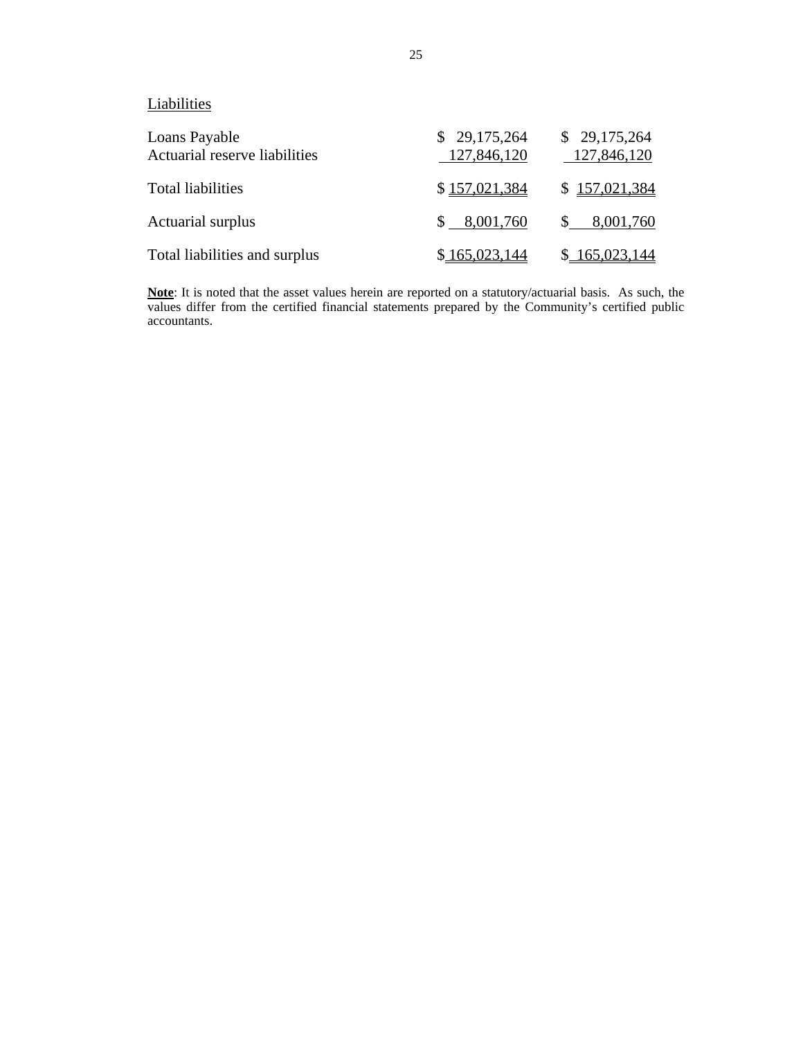Liabilities

| | | |
|---|---|---|
| Loans Payable | $ 29,175,264 | $ 29,175,264 |
| Actuarial reserve liabilities | 127,846,120 | 127,846,120 |
| Total liabilities | $ 157,021,384 | $ 157,021,384 |
| Actuarial surplus | $ 8,001,760 | $ 8,001,760 |
| Total liabilities and surplus | $ 165,023,144 | $ 165,023,144 |

**Note**: It is noted that the asset values herein are reported on a statutory/actuarial basis. As such, the values differ from the certified financial statements prepared by the Community's certified public accountants.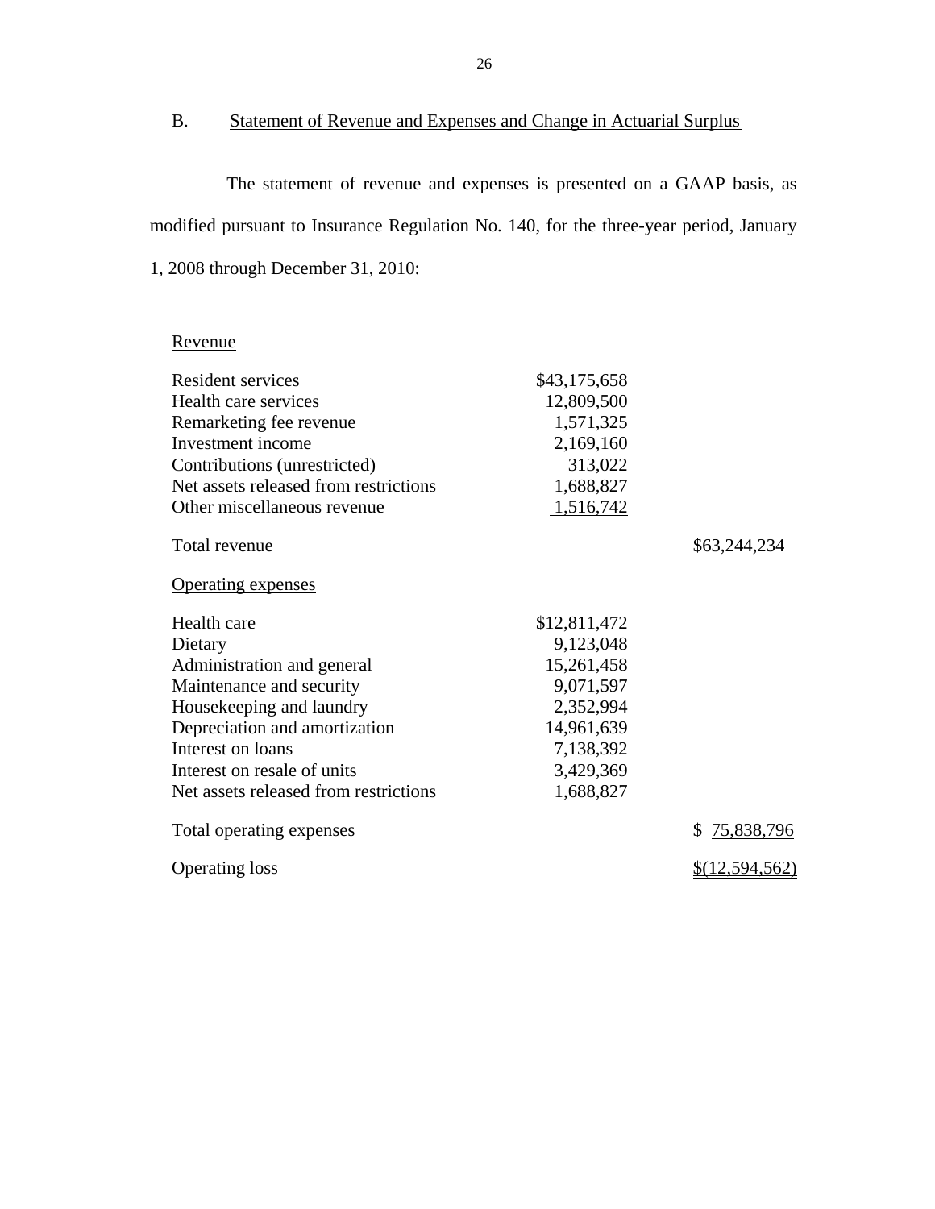## B. Statement of Revenue and Expenses and Change in Actuarial Surplus

The statement of revenue and expenses is presented on a GAAP basis, as modified pursuant to Insurance Regulation No. 140, for the three-year period, January 1, 2008 through December 31, 2010:

| | | |
|---|---|---|
| Revenue | | |
| Resident services | $43,175,658 | |
| Health care services | 12,809,500 | |
| Remarketing fee revenue | 1,571,325 | |
| Investment income | 2,169,160 | |
| Contributions (unrestricted) | 313,022 | |
| Net assets released from restrictions | 1,688,827 | |
| Other miscellaneous revenue | 1,516,742 | |
| Total revenue | | $63,244,234 |
| Operating expenses | | |
| Health care | $12,811,472 | |
| Dietary | 9,123,048 | |
| Administration and general | 15,261,458 | |
| Maintenance and security | 9,071,597 | |
| Housekeeping and laundry | 2,352,994 | |
| Depreciation and amortization | 14,961,639 | |
| Interest on loans | 7,138,392 | |
| Interest on resale of units | 3,429,369 | |
| Net assets released from restrictions | 1,688,827 | |
| Total operating expenses | | $ 75,838,796 |
| Operating loss | | $(12,594,562) |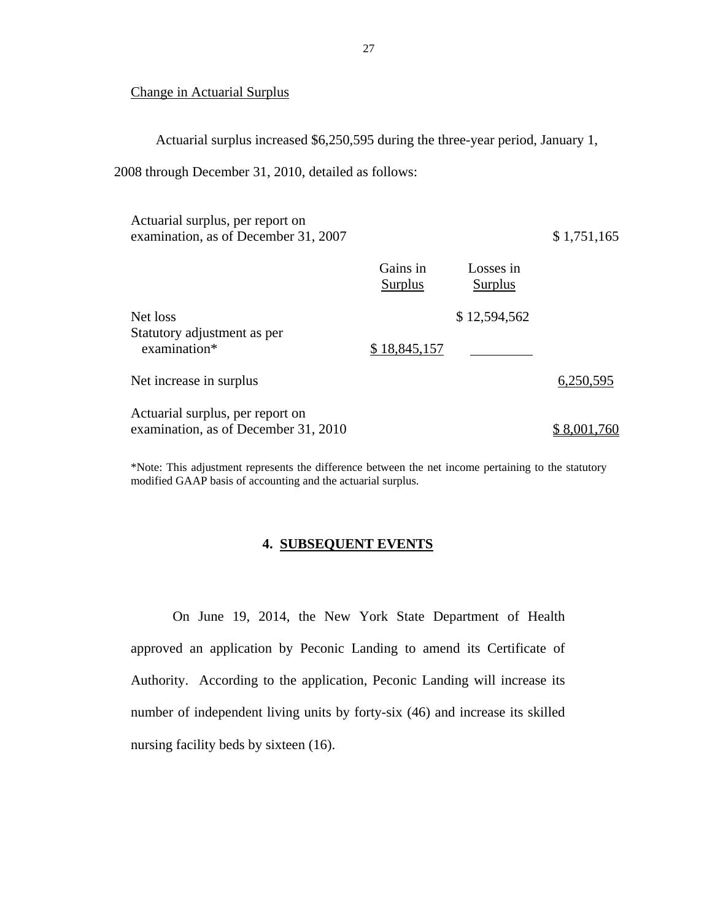Change in Actuarial Surplus

Actuarial surplus increased $6,250,595 during the three-year period, January 1, 2008 through December 31, 2010, detailed as follows:

| | Gains in Surplus | Losses in Surplus | |
|---|---|---|---|
| Actuarial surplus, per report on examination, as of December 31, 2007 | | | $ 1,751,165 |
| Net loss | | $ 12,594,562 | |
| Statutory adjustment as per examination* | $ 18,845,157 | | |
| Net increase in surplus | | | 6,250,595 |
| Actuarial surplus, per report on examination, as of December 31, 2010 | | | $ 8,001,760 |

*Note: This adjustment represents the difference between the net income pertaining to the statutory modified GAAP basis of accounting and the actuarial surplus.

## 4. SUBSEQUENT EVENTS

On June 19, 2014, the New York State Department of Health approved an application by Peconic Landing to amend its Certificate of Authority. According to the application, Peconic Landing will increase its number of independent living units by forty-six (46) and increase its skilled nursing facility beds by sixteen (16).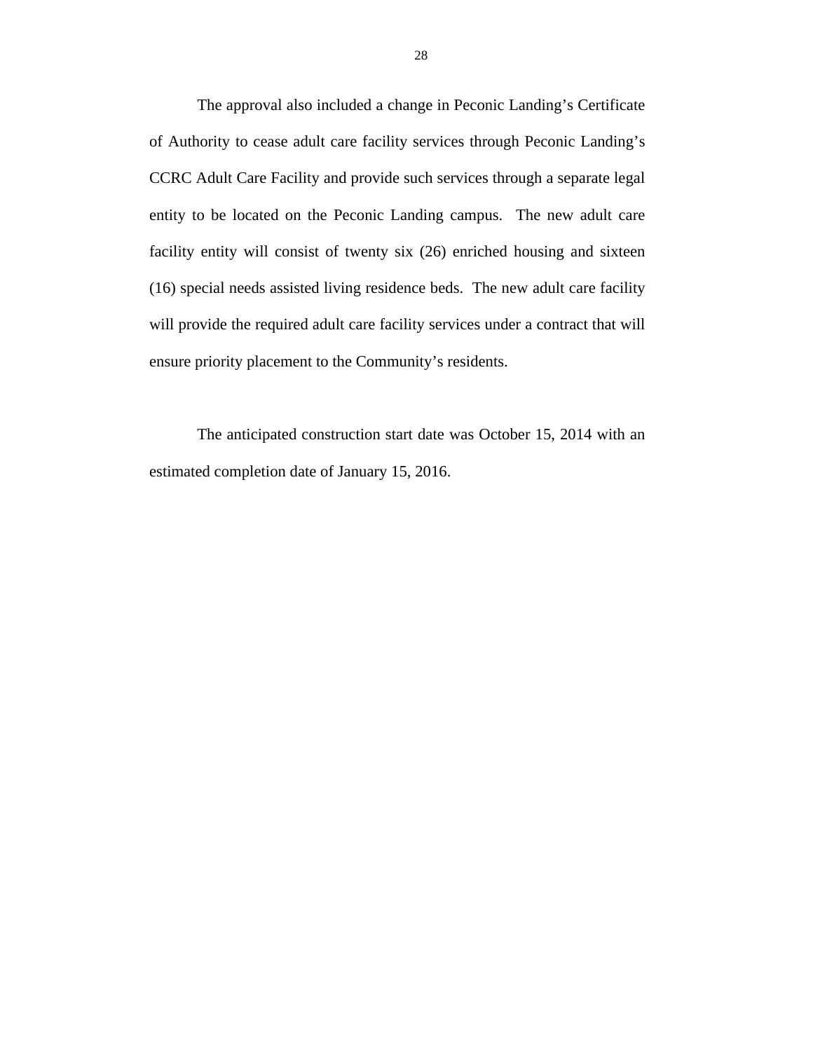The approval also included a change in Peconic Landing's Certificate of Authority to cease adult care facility services through Peconic Landing's CCRC Adult Care Facility and provide such services through a separate legal entity to be located on the Peconic Landing campus. The new adult care facility entity will consist of twenty six (26) enriched housing and sixteen (16) special needs assisted living residence beds. The new adult care facility will provide the required adult care facility services under a contract that will ensure priority placement to the Community's residents.

The anticipated construction start date was October 15, 2014 with an estimated completion date of January 15, 2016.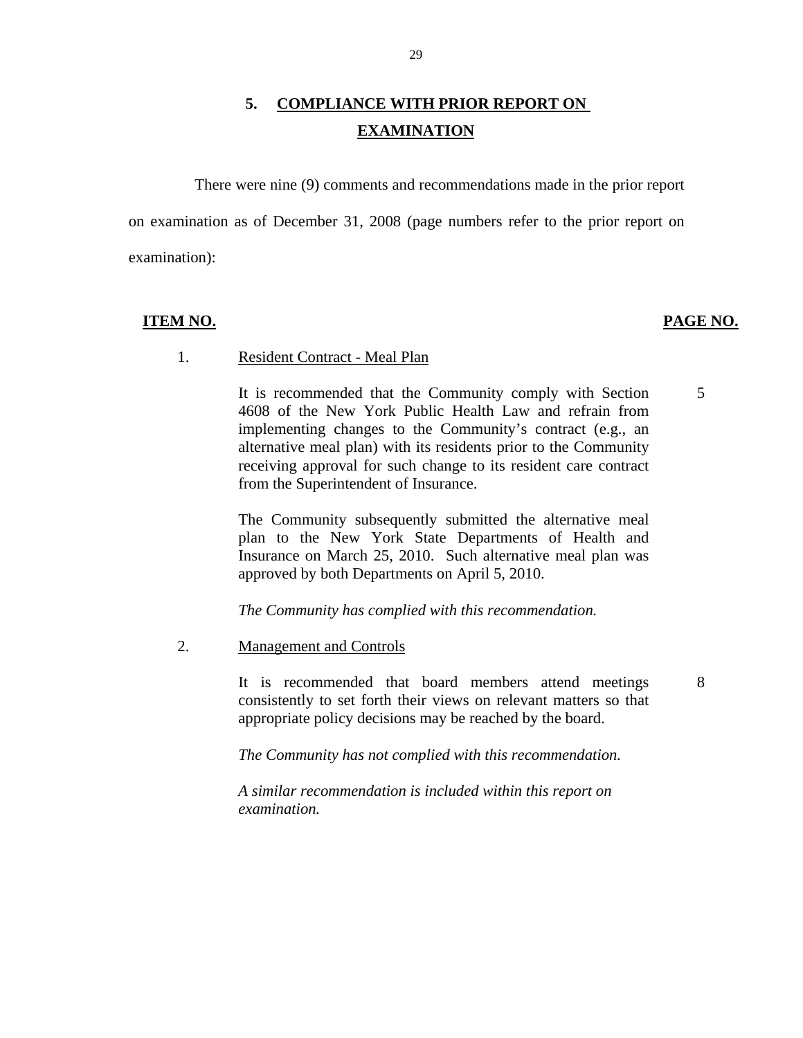## 5. COMPLIANCE WITH PRIOR REPORT ON EXAMINATION

There were nine (9) comments and recommendations made in the prior report on examination as of December 31, 2008 (page numbers refer to the prior report on examination):

| ITEM NO. | | PAGE NO. |
|---|---|---|
| 1. | Resident Contract - Meal Plan | |
| | It is recommended that the Community comply with Section 4608 of the New York Public Health Law and refrain from implementing changes to the Community's contract (e.g., an alternative meal plan) with its residents prior to the Community receiving approval for such change to its resident care contract from the Superintendent of Insurance. | 5 |
| | The Community subsequently submitted the alternative meal plan to the New York State Departments of Health and Insurance on March 25, 2010. Such alternative meal plan was approved by both Departments on April 5, 2010. | |
| | *The Community has complied with this recommendation.* | |
| 2. | Management and Controls | |
| | It is recommended that board members attend meetings consistently to set forth their views on relevant matters so that appropriate policy decisions may be reached by the board. | 8 |
| | *The Community has not complied with this recommendation.* | |
| | *A similar recommendation is included within this report on examination.* | |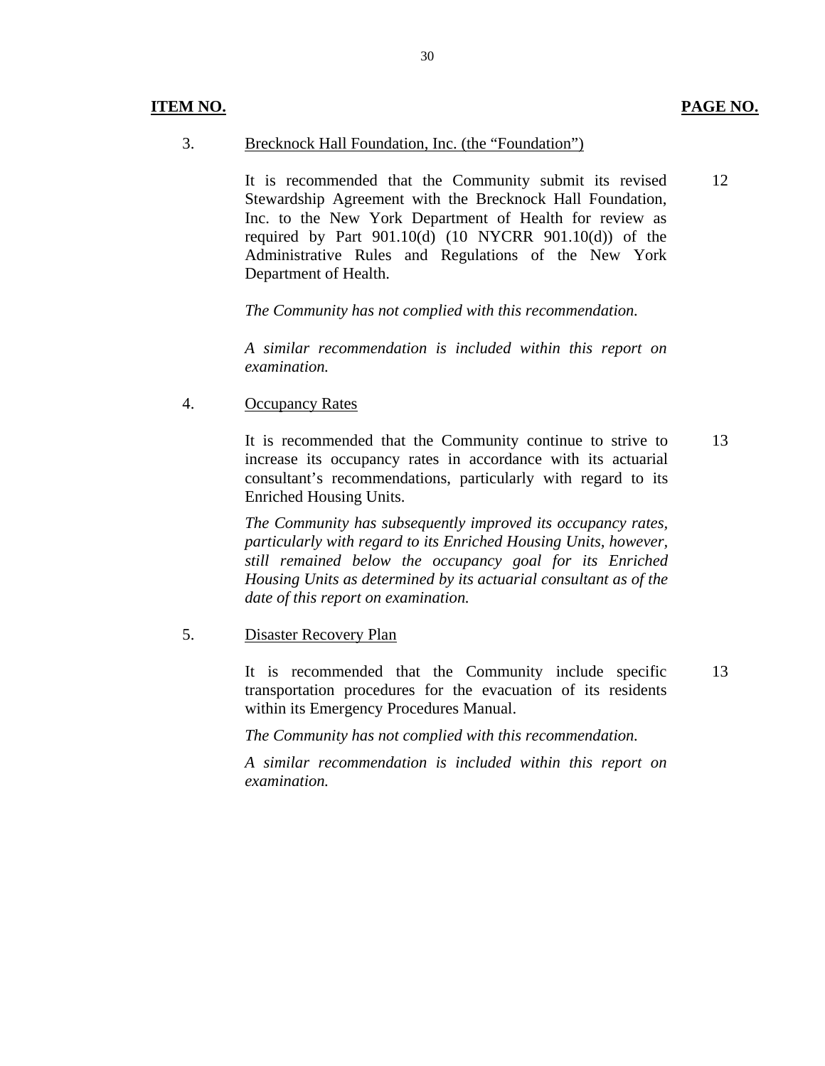| ITEM NO. | | PAGE NO. |
|---|---|---|
| 3. | Brecknock Hall Foundation, Inc. (the "Foundation") | |
| | It is recommended that the Community submit its revised Stewardship Agreement with the Brecknock Hall Foundation, Inc. to the New York Department of Health for review as required by Part 901.10(d) (10 NYCRR 901.10(d)) of the Administrative Rules and Regulations of the New York Department of Health. | 12 |
| | *The Community has not complied with this recommendation.* | |
| | *A similar recommendation is included within this report on examination.* | |
| 4. | Occupancy Rates | |
| | It is recommended that the Community continue to strive to increase its occupancy rates in accordance with its actuarial consultant's recommendations, particularly with regard to its Enriched Housing Units. | 13 |
| | *The Community has subsequently improved its occupancy rates, particularly with regard to its Enriched Housing Units, however, still remained below the occupancy goal for its Enriched Housing Units as determined by its actuarial consultant as of the date of this report on examination.* | |
| 5. | Disaster Recovery Plan | |
| | It is recommended that the Community include specific transportation procedures for the evacuation of its residents within its Emergency Procedures Manual. | 13 |
| | *The Community has not complied with this recommendation.* | |
| | *A similar recommendation is included within this report on examination.* | |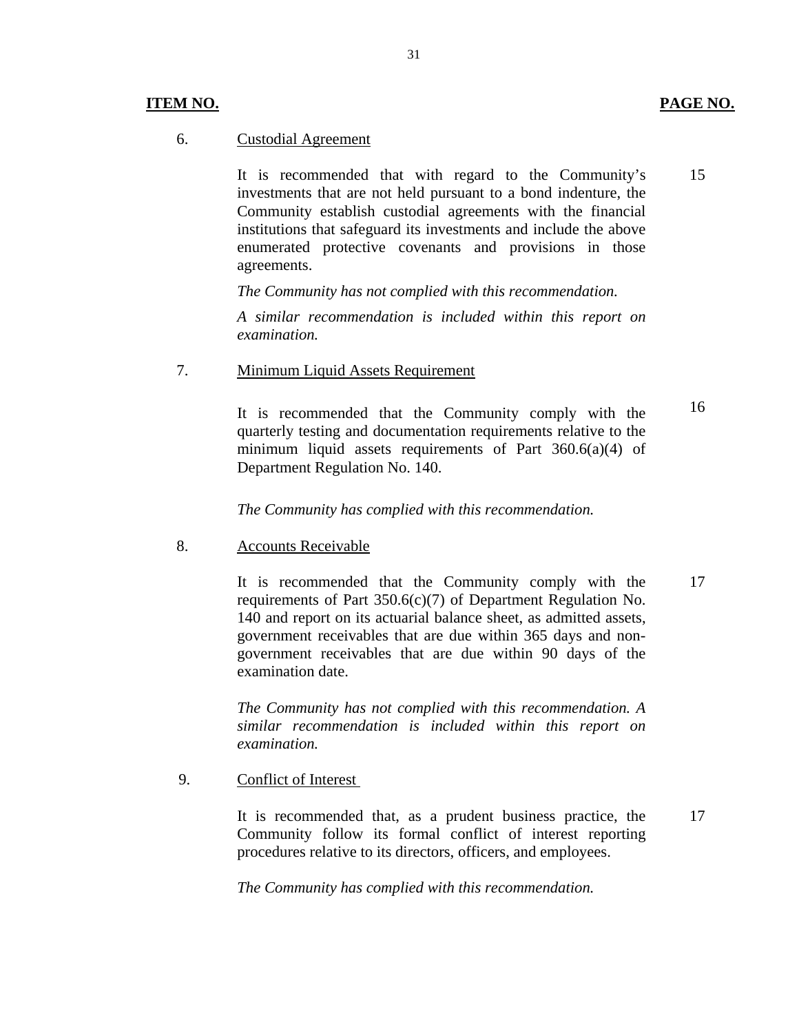| ITEM NO. | | PAGE NO. |
|---|---|---|
| 6. | Custodial Agreement | |
| | It is recommended that with regard to the Community's investments that are not held pursuant to a bond indenture, the Community establish custodial agreements with the financial institutions that safeguard its investments and include the above enumerated protective covenants and provisions in those agreements. | 15 |
| | *The Community has not complied with this recommendation.* | |
| | *A similar recommendation is included within this report on examination.* | |
| 7. | Minimum Liquid Assets Requirement | |
| | It is recommended that the Community comply with the quarterly testing and documentation requirements relative to the minimum liquid assets requirements of Part 360.6(a)(4) of Department Regulation No. 140. | 16 |
| | *The Community has complied with this recommendation.* | |
| 8. | Accounts Receivable | |
| | It is recommended that the Community comply with the requirements of Part 350.6(c)(7) of Department Regulation No. 140 and report on its actuarial balance sheet, as admitted assets, government receivables that are due within 365 days and non-government receivables that are due within 90 days of the examination date. | 17 |
| | *The Community has not complied with this recommendation. A similar recommendation is included within this report on examination.* | |
| 9. | Conflict of Interest | |
| | It is recommended that, as a prudent business practice, the Community follow its formal conflict of interest reporting procedures relative to its directors, officers, and employees. | 17 |
| | *The Community has complied with this recommendation.* | |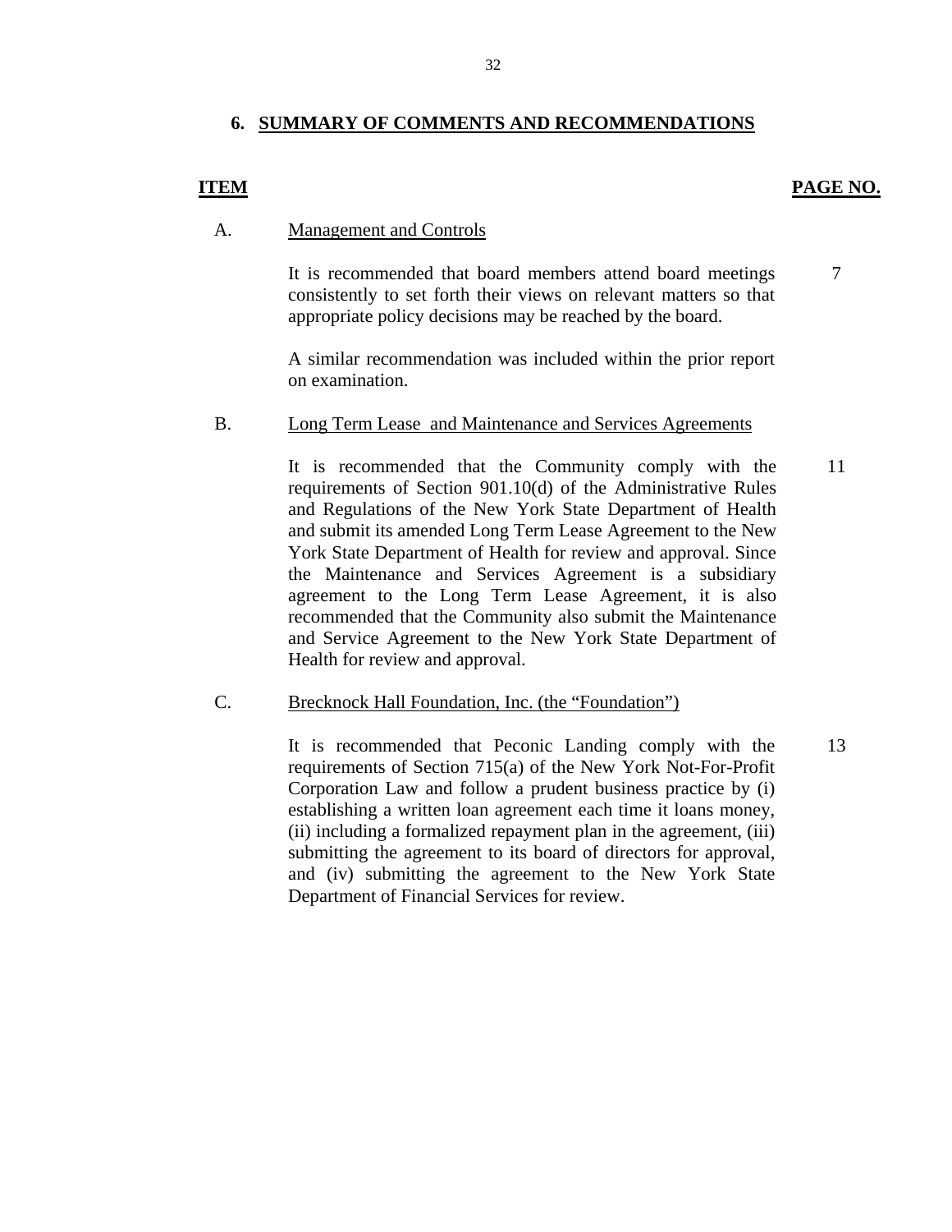## 6. SUMMARY OF COMMENTS AND RECOMMENDATIONS

| ITEM | | PAGE NO. |
|---|---|---|
| A. | Management and Controls | |
| | It is recommended that board members attend board meetings consistently to set forth their views on relevant matters so that appropriate policy decisions may be reached by the board. | 7 |
| | A similar recommendation was included within the prior report on examination. | |
| B. | Long Term Lease and Maintenance and Services Agreements | |
| | It is recommended that the Community comply with the requirements of Section 901.10(d) of the Administrative Rules and Regulations of the New York State Department of Health and submit its amended Long Term Lease Agreement to the New York State Department of Health for review and approval. Since the Maintenance and Services Agreement is a subsidiary agreement to the Long Term Lease Agreement, it is also recommended that the Community also submit the Maintenance and Service Agreement to the New York State Department of Health for review and approval. | 11 |
| C. | Brecknock Hall Foundation, Inc. (the "Foundation") | |
| | It is recommended that Peconic Landing comply with the requirements of Section 715(a) of the New York Not-For-Profit Corporation Law and follow a prudent business practice by (i) establishing a written loan agreement each time it loans money, (ii) including a formalized repayment plan in the agreement, (iii) submitting the agreement to its board of directors for approval, and (iv) submitting the agreement to the New York State Department of Financial Services for review. | 13 |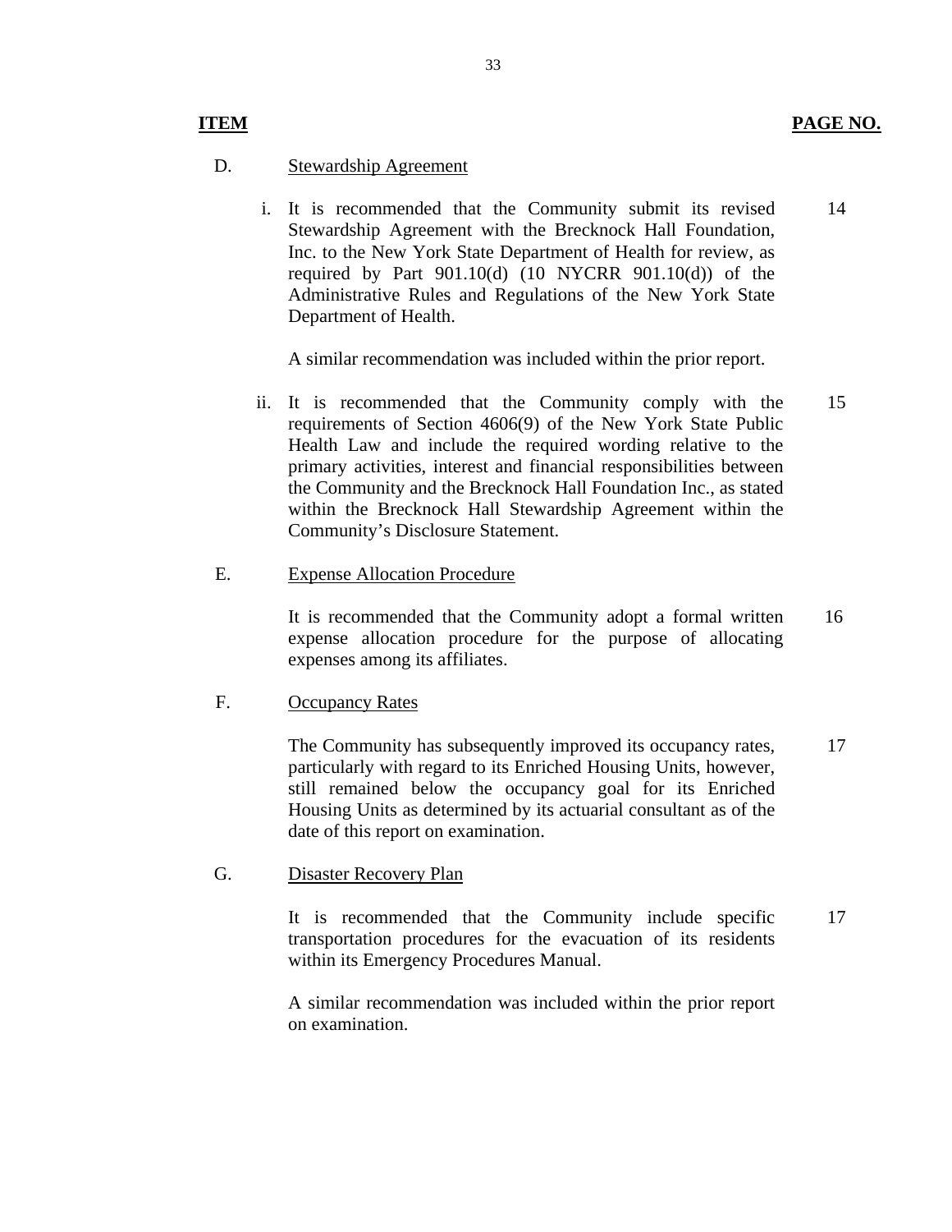| ITEM | | PAGE NO. |
|---|---|---|
| D. | Stewardship Agreement | |
| | i. It is recommended that the Community submit its revised Stewardship Agreement with the Brecknock Hall Foundation, Inc. to the New York State Department of Health for review, as required by Part 901.10(d) (10 NYCRR 901.10(d)) of the Administrative Rules and Regulations of the New York State Department of Health.<br><br>A similar recommendation was included within the prior report. | 14 |
| | ii. It is recommended that the Community comply with the requirements of Section 4606(9) of the New York State Public Health Law and include the required wording relative to the primary activities, interest and financial responsibilities between the Community and the Brecknock Hall Foundation Inc., as stated within the Brecknock Hall Stewardship Agreement within the Community's Disclosure Statement. | 15 |
| E. | Expense Allocation Procedure | |
| | It is recommended that the Community adopt a formal written expense allocation procedure for the purpose of allocating expenses among its affiliates. | 16 |
| F. | Occupancy Rates | |
| | The Community has subsequently improved its occupancy rates, particularly with regard to its Enriched Housing Units, however, still remained below the occupancy goal for its Enriched Housing Units as determined by its actuarial consultant as of the date of this report on examination. | 17 |
| G. | Disaster Recovery Plan | |
| | It is recommended that the Community include specific transportation procedures for the evacuation of its residents within its Emergency Procedures Manual.<br><br>A similar recommendation was included within the prior report on examination. | 17 |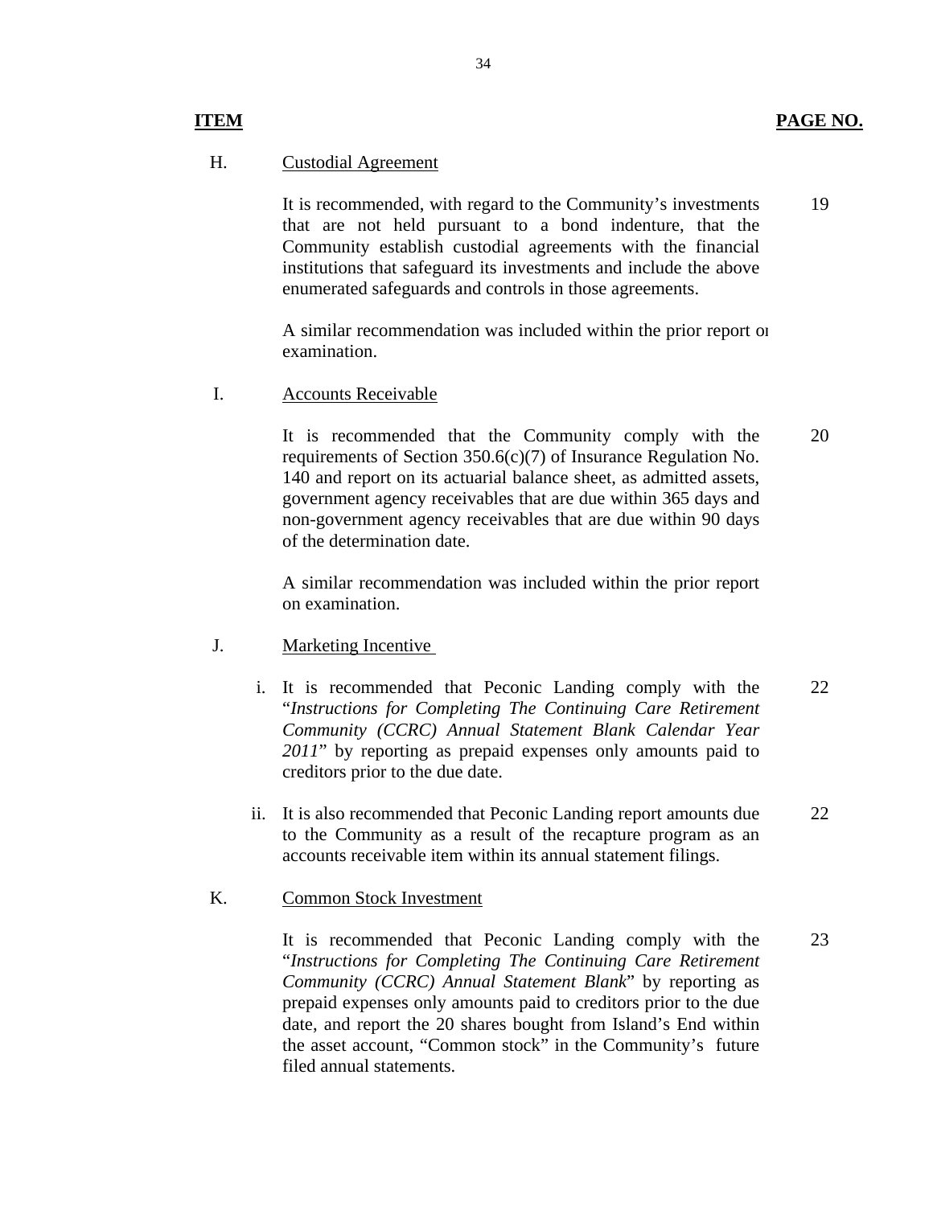| ITEM | | PAGE NO. |
|---|---|---|
| H. | Custodial Agreement | |
| | It is recommended, with regard to the Community's investments that are not held pursuant to a bond indenture, that the Community establish custodial agreements with the financial institutions that safeguard its investments and include the above enumerated safeguards and controls in those agreements. | 19 |
| | A similar recommendation was included within the prior report on examination. | |
| I. | Accounts Receivable | |
| | It is recommended that the Community comply with the requirements of Section 350.6(c)(7) of Insurance Regulation No. 140 and report on its actuarial balance sheet, as admitted assets, government agency receivables that are due within 365 days and non-government agency receivables that are due within 90 days of the determination date. | 20 |
| | A similar recommendation was included within the prior report on examination. | |
| J. | Marketing Incentive | |
| | i. It is recommended that Peconic Landing comply with the "*Instructions for Completing The Continuing Care Retirement Community (CCRC) Annual Statement Blank Calendar Year 2011*" by reporting as prepaid expenses only amounts paid to creditors prior to the due date. | 22 |
| | ii. It is also recommended that Peconic Landing report amounts due to the Community as a result of the recapture program as an accounts receivable item within its annual statement filings. | 22 |
| K. | Common Stock Investment | |
| | It is recommended that Peconic Landing comply with the "*Instructions for Completing The Continuing Care Retirement Community (CCRC) Annual Statement Blank*" by reporting as prepaid expenses only amounts paid to creditors prior to the due date, and report the 20 shares bought from Island's End within the asset account, "Common stock" in the Community's future filed annual statements. | 23 |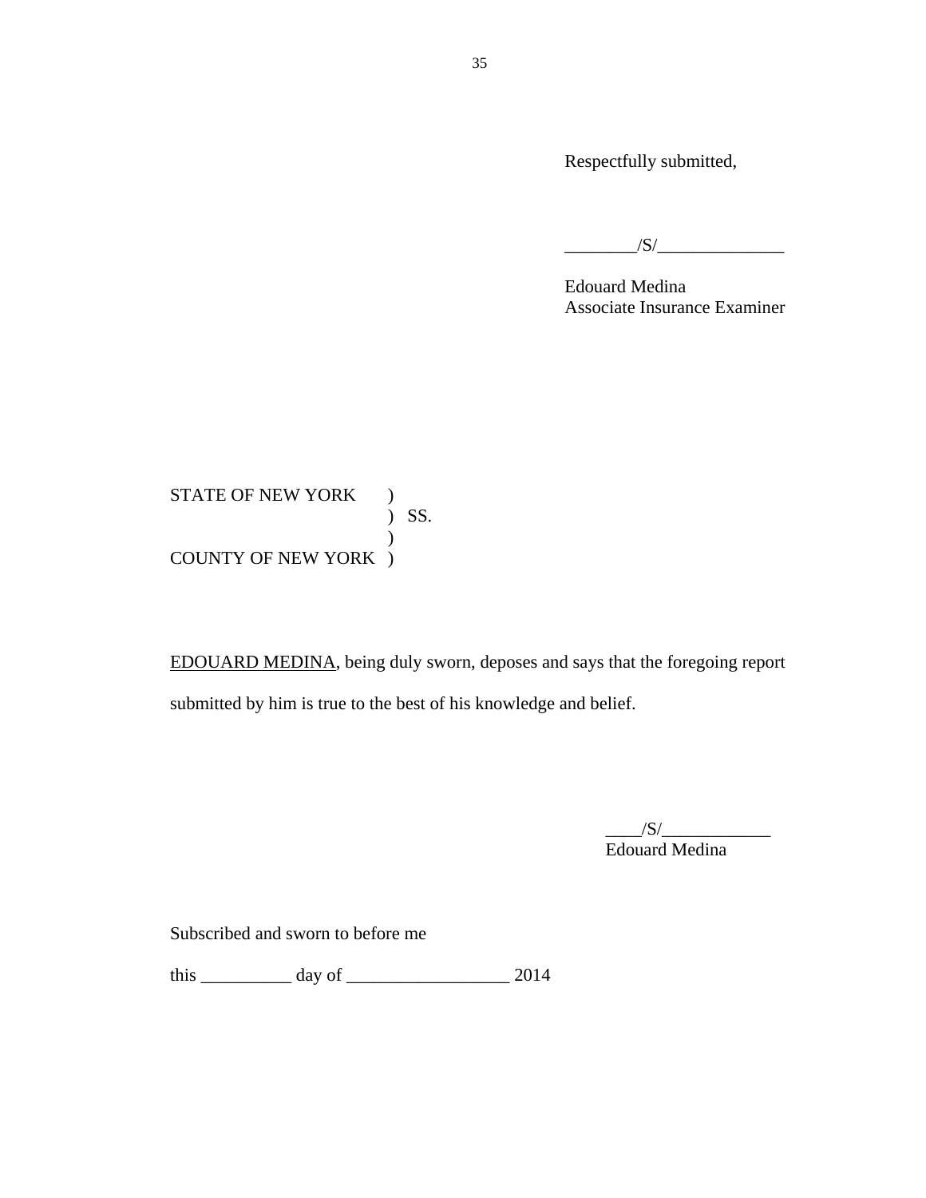Respectfully submitted,

________/S/______________

Edouard Medina
Associate Insurance Examiner

STATE OF NEW YORK )
) SS.
)
COUNTY OF NEW YORK )

EDOUARD MEDINA, being duly sworn, deposes and says that the foregoing report submitted by him is true to the best of his knowledge and belief.

____/S/____________
Edouard Medina

Subscribed and sworn to before me

this __________ day of __________________ 2014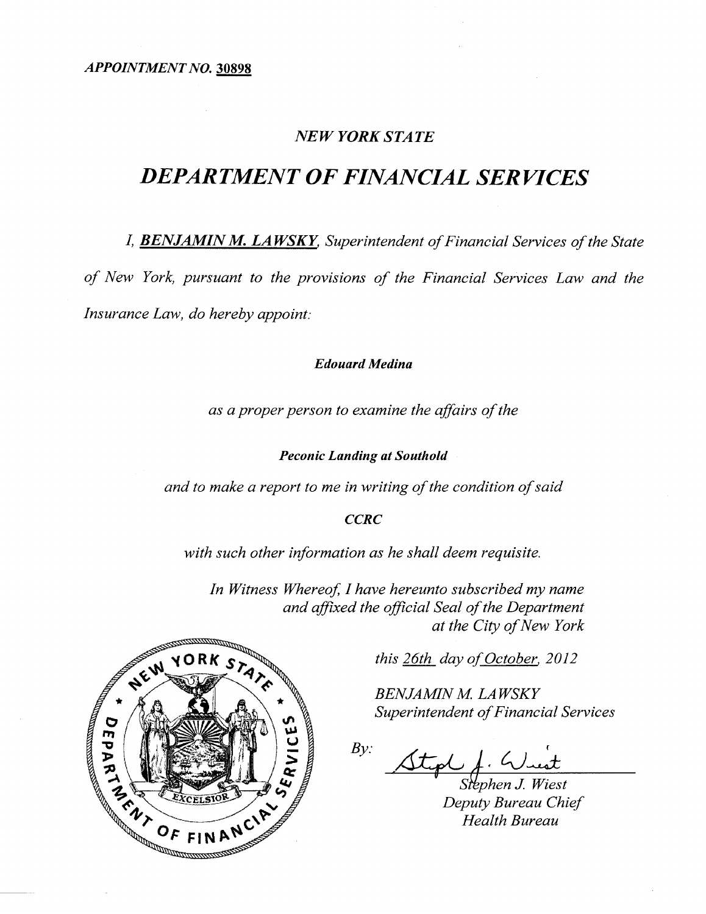*APPOINTMENT NO.* **30898**

*NEW YORK STATE*

# *DEPARTMENT OF FINANCIAL SERVICES*

*I,* ***BENJAMIN M. LAWSKY****, Superintendent of Financial Services of the State of New York, pursuant to the provisions of the Financial Services Law and the Insurance Law, do hereby appoint:*

***Edouard Medina***

*as a proper person to examine the affairs of the*

***Peconic Landing at Southold***

*and to make a report to me in writing of the condition of said*

***CCRC***

*with such other information as he shall deem requisite.*

*In Witness Whereof, I have hereunto subscribed my name and affixed the official Seal of the Department at the City of New York*

*this 26th day of October, 2012*

*BENJAMIN M. LAWSKY*
*Superintendent of Financial Services*

*By:*

*Stephen J. Wiest*
*Deputy Bureau Chief*
*Health Bureau*